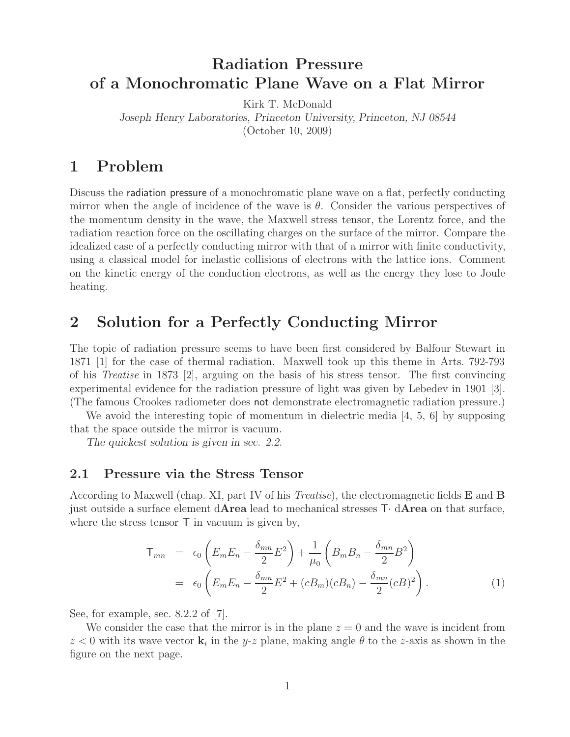# Radiation Pressure of a Monochromatic Plane Wave on a Flat Mirror

Kirk T. McDonald
*Joseph Henry Laboratories, Princeton University, Princeton, NJ 08544*
(October 10, 2009)

## 1 Problem

Discuss the radiation pressure of a monochromatic plane wave on a flat, perfectly conducting mirror when the angle of incidence of the wave is $\theta$. Consider the various perspectives of the momentum density in the wave, the Maxwell stress tensor, the Lorentz force, and the radiation reaction force on the oscillating charges on the surface of the mirror. Compare the idealized case of a perfectly conducting mirror with that of a mirror with finite conductivity, using a classical model for inelastic collisions of electrons with the lattice ions. Comment on the kinetic energy of the conduction electrons, as well as the energy they lose to Joule heating.

## 2 Solution for a Perfectly Conducting Mirror

The topic of radiation pressure seems to have been first considered by Balfour Stewart in 1871 [1] for the case of thermal radiation. Maxwell took up this theme in Arts. 792-793 of his *Treatise* in 1873 [2], arguing on the basis of his stress tensor. The first convincing experimental evidence for the radiation pressure of light was given by Lebedev in 1901 [3]. (The famous Crookes radiometer does not demonstrate electromagnetic radiation pressure.)

We avoid the interesting topic of momentum in dielectric media [4, 5, 6] by supposing that the space outside the mirror is vacuum.

*The quickest solution is given in sec. 2.2.*

### 2.1 Pressure via the Stress Tensor

According to Maxwell (chap. XI, part IV of his *Treatise*), the electromagnetic fields $\mathbf{E}$ and $\mathbf{B}$ just outside a surface element d**Area** lead to mechanical stresses $\mathsf{T}\cdot$ d**Area** on that surface, where the stress tensor $\mathsf{T}$ in vacuum is given by,

$$
\begin{aligned}
\mathsf{T}_{mn} &= \epsilon_0 \left( E_m E_n - \frac{\delta_{mn}}{2} E^2 \right) + \frac{1}{\mu_0} \left( B_m B_n - \frac{\delta_{mn}}{2} B^2 \right) \\
&= \epsilon_0 \left( E_m E_n - \frac{\delta_{mn}}{2} E^2 + (cB_m)(cB_n) - \frac{\delta_{mn}}{2} (cB)^2 \right). \qquad (1)
\end{aligned}
$$

See, for example, sec. 8.2.2 of [7].

We consider the case that the mirror is in the plane $z = 0$ and the wave is incident from $z < 0$ with its wave vector $\mathbf{k}_i$ in the $y$-$z$ plane, making angle $\theta$ to the $z$-axis as shown in the figure on the next page.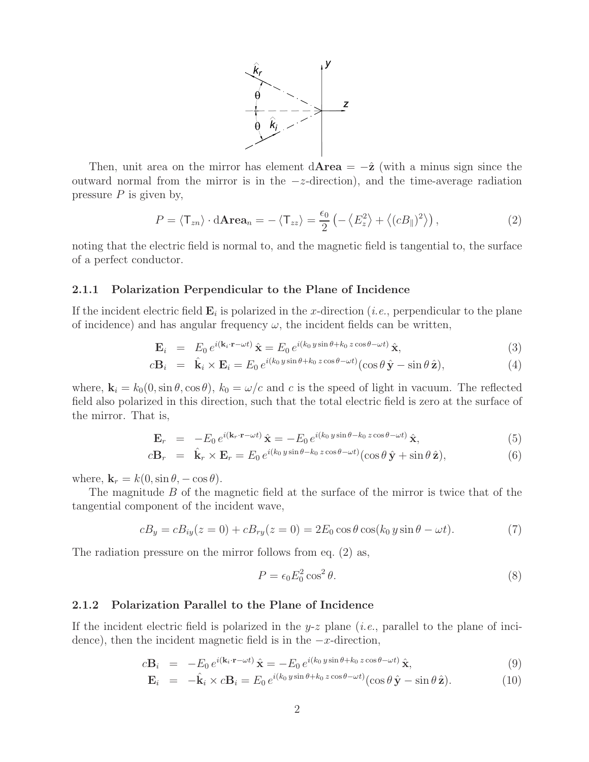Then, unit area on the mirror has element $\mathrm{d}\mathbf{Area} = -\hat{\mathbf{z}}$ (with a minus sign since the outward normal from the mirror is in the $-z$-direction), and the time-average radiation pressure $P$ is given by,

$$P = \langle \mathsf{T}_{zn} \rangle \cdot \mathrm{d}\mathbf{Area}_n = -\langle \mathsf{T}_{zz} \rangle = \frac{\epsilon_0}{2} \left( -\left\langle E_z^2 \right\rangle + \left\langle (cB_\parallel)^2 \right\rangle \right), \tag{2}$$

noting that the electric field is normal to, and the magnetic field is tangential to, the surface of a perfect conductor.

### 2.1.1 Polarization Perpendicular to the Plane of Incidence

If the incident electric field $\mathbf{E}_i$ is polarized in the $x$-direction (*i.e.*, perpendicular to the plane of incidence) and has angular frequency $\omega$, the incident fields can be written,

$$\mathbf{E}_i = E_0 \, e^{i(\mathbf{k}_i \cdot \mathbf{r} - \omega t)} \, \hat{\mathbf{x}} = E_0 \, e^{i(k_0 \, y \sin\theta + k_0 \, z \cos\theta - \omega t)} \, \hat{\mathbf{x}}, \tag{3}$$

$$c\mathbf{B}_i = \hat{\mathbf{k}}_i \times \mathbf{E}_i = E_0 \, e^{i(k_0 \, y \sin\theta + k_0 \, z \cos\theta - \omega t)} (\cos\theta \, \hat{\mathbf{y}} - \sin\theta \, \hat{\mathbf{z}}), \tag{4}$$

where, $\mathbf{k}_i = k_0(0, \sin\theta, \cos\theta)$, $k_0 = \omega/c$ and $c$ is the speed of light in vacuum. The reflected field also polarized in this direction, such that the total electric field is zero at the surface of the mirror. That is,

$$\mathbf{E}_r = -E_0 \, e^{i(\mathbf{k}_r \cdot \mathbf{r} - \omega t)} \, \hat{\mathbf{x}} = -E_0 \, e^{i(k_0 \, y \sin\theta - k_0 \, z \cos\theta - \omega t)} \, \hat{\mathbf{x}}, \tag{5}$$

$$c\mathbf{B}_r = \hat{\mathbf{k}}_r \times \mathbf{E}_r = E_0 \, e^{i(k_0 \, y \sin\theta - k_0 \, z \cos\theta - \omega t)} (\cos\theta \, \hat{\mathbf{y}} + \sin\theta \, \hat{\mathbf{z}}), \tag{6}$$

where, $\mathbf{k}_r = k(0, \sin\theta, -\cos\theta)$.

The magnitude $B$ of the magnetic field at the surface of the mirror is twice that of the tangential component of the incident wave,

$$cB_y = cB_{iy}(z=0) + cB_{ry}(z=0) = 2E_0 \cos\theta \cos(k_0 \, y \sin\theta - \omega t). \tag{7}$$

The radiation pressure on the mirror follows from eq. (2) as,

$$P = \epsilon_0 E_0^2 \cos^2\theta. \tag{8}$$

### 2.1.2 Polarization Parallel to the Plane of Incidence

If the incident electric field is polarized in the $y$-$z$ plane (*i.e.*, parallel to the plane of incidence), then the incident magnetic field is in the $-x$-direction,

$$c\mathbf{B}_i = -E_0 \, e^{i(\mathbf{k}_i \cdot \mathbf{r} - \omega t)} \, \hat{\mathbf{x}} = -E_0 \, e^{i(k_0 \, y \sin\theta + k_0 \, z \cos\theta - \omega t)} \, \hat{\mathbf{x}}, \tag{9}$$

$$\mathbf{E}_i = -\hat{\mathbf{k}}_i \times c\mathbf{B}_i = E_0 \, e^{i(k_0 \, y \sin\theta + k_0 \, z \cos\theta - \omega t)} (\cos\theta \, \hat{\mathbf{y}} - \sin\theta \, \hat{\mathbf{z}}). \tag{10}$$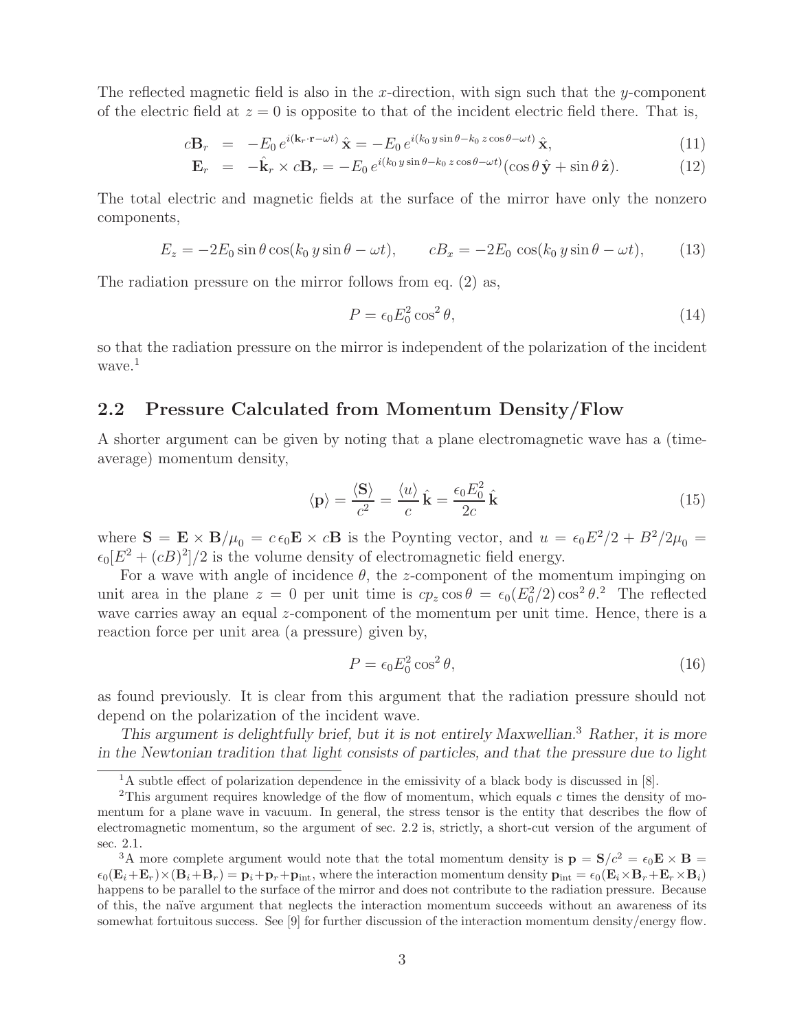The reflected magnetic field is also in the $x$-direction, with sign such that the $y$-component of the electric field at $z = 0$ is opposite to that of the incident electric field there. That is,

$$
\begin{aligned}
c\mathbf{B}_r &= -E_0\, e^{i(\mathbf{k}_r\cdot\mathbf{r}-\omega t)}\,\hat{\mathbf{x}} = -E_0\, e^{i(k_0\, y\sin\theta - k_0\, z\cos\theta-\omega t)}\,\hat{\mathbf{x}}, \qquad (11)\\
\mathbf{E}_r &= -\hat{\mathbf{k}}_r \times c\mathbf{B}_r = -E_0\, e^{i(k_0\, y\sin\theta - k_0\, z\cos\theta-\omega t)}(\cos\theta\,\hat{\mathbf{y}} + \sin\theta\,\hat{\mathbf{z}}). \qquad (12)
\end{aligned}
$$

The total electric and magnetic fields at the surface of the mirror have only the nonzero components,

$$
E_z = -2E_0 \sin\theta\cos(k_0\, y\sin\theta - \omega t), \qquad cB_x = -2E_0\, \cos(k_0\, y\sin\theta - \omega t), \tag{13}
$$

The radiation pressure on the mirror follows from eq. (2) as,

$$
P = \epsilon_0 E_0^2 \cos^2\theta, \tag{14}
$$

so that the radiation pressure on the mirror is independent of the polarization of the incident wave.[1]

## 2.2 Pressure Calculated from Momentum Density/Flow

A shorter argument can be given by noting that a plane electromagnetic wave has a (time-average) momentum density,

$$
\langle \mathbf{p} \rangle = \frac{\langle \mathbf{S} \rangle}{c^2} = \frac{\langle u \rangle}{c}\,\hat{\mathbf{k}} = \frac{\epsilon_0 E_0^2}{2c}\,\hat{\mathbf{k}} \tag{15}
$$

where $\mathbf{S} = \mathbf{E}\times\mathbf{B}/\mu_0 = c\,\epsilon_0\mathbf{E}\times c\mathbf{B}$ is the Poynting vector, and $u = \epsilon_0 E^2/2 + B^2/2\mu_0 = \epsilon_0[E^2 + (cB)^2]/2$ is the volume density of electromagnetic field energy.

For a wave with angle of incidence $\theta$, the $z$-component of the momentum impinging on unit area in the plane $z = 0$ per unit time is $cp_z\cos\theta = \epsilon_0(E_0^2/2)\cos^2\theta$.[2] The reflected wave carries away an equal $z$-component of the momentum per unit time. Hence, there is a reaction force per unit area (a pressure) given by,

$$
P = \epsilon_0 E_0^2 \cos^2\theta, \tag{16}
$$

as found previously. It is clear from this argument that the radiation pressure should not depend on the polarization of the incident wave.

*This argument is delightfully brief, but it is not entirely Maxwellian.*[3] *Rather, it is more in the Newtonian tradition that light consists of particles, and that the pressure due to light*

---

[1] A subtle effect of polarization dependence in the emissivity of a black body is discussed in [8].

[2] This argument requires knowledge of the flow of momentum, which equals $c$ times the density of momentum for a plane wave in vacuum. In general, the stress tensor is the entity that describes the flow of electromagnetic momentum, so the argument of sec. 2.2 is, strictly, a short-cut version of the argument of sec. 2.1.

[3] A more complete argument would note that the total momentum density is $\mathbf{p} = \mathbf{S}/c^2 = \epsilon_0\mathbf{E}\times\mathbf{B} = \epsilon_0(\mathbf{E}_i+\mathbf{E}_r)\times(\mathbf{B}_i+\mathbf{B}_r) = \mathbf{p}_i+\mathbf{p}_r+\mathbf{p}_{\rm int}$, where the interaction momentum density $\mathbf{p}_{\rm int} = \epsilon_0(\mathbf{E}_i\times\mathbf{B}_r+\mathbf{E}_r\times\mathbf{B}_i)$ happens to be parallel to the surface of the mirror and does not contribute to the radiation pressure. Because of this, the naïve argument that neglects the interaction momentum succeeds without an awareness of its somewhat fortuitous success. See [9] for further discussion of the interaction momentum density/energy flow.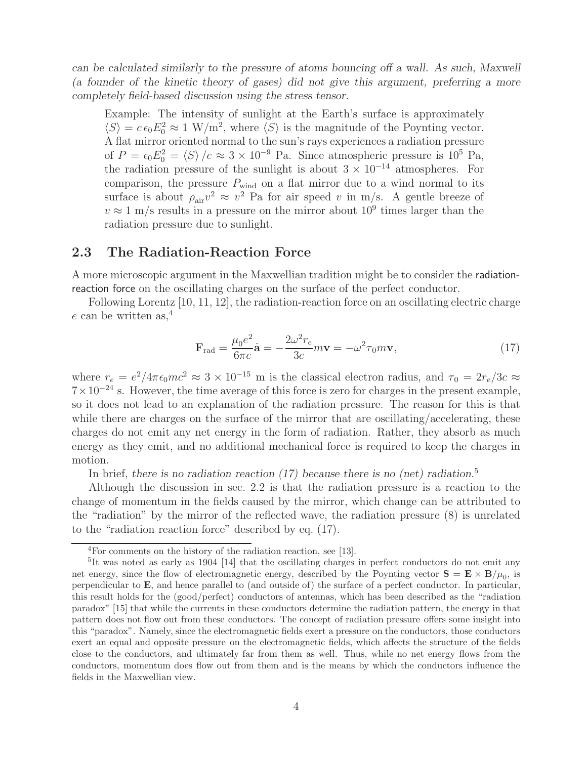*can be calculated similarly to the pressure of atoms bouncing off a wall. As such, Maxwell (a founder of the kinetic theory of gases) did not give this argument, preferring a more completely field-based discussion using the stress tensor.*

> Example: The intensity of sunlight at the Earth's surface is approximately $\langle S \rangle = c\,\epsilon_0 E_0^2 \approx 1$ W/m$^2$, where $\langle S \rangle$ is the magnitude of the Poynting vector. A flat mirror oriented normal to the sun's rays experiences a radiation pressure of $P = \epsilon_0 E_0^2 = \langle S \rangle / c \approx 3 \times 10^{-9}$ Pa. Since atmospheric pressure is $10^5$ Pa, the radiation pressure of the sunlight is about $3 \times 10^{-14}$ atmospheres. For comparison, the pressure $P_{\rm wind}$ on a flat mirror due to a wind normal to its surface is about $\rho_{\rm air} v^2 \approx v^2$ Pa for air speed $v$ in m/s. A gentle breeze of $v \approx 1$ m/s results in a pressure on the mirror about $10^9$ times larger than the radiation pressure due to sunlight.

## 2.3 The Radiation-Reaction Force

A more microscopic argument in the Maxwellian tradition might be to consider the radiation-reaction force on the oscillating charges on the surface of the perfect conductor.

Following Lorentz [10, 11, 12], the radiation-reaction force on an oscillating electric charge $e$ can be written as,[4]

$$\mathbf{F}_{\rm rad} = \frac{\mu_0 e^2}{6\pi c}\dot{\mathbf{a}} = -\frac{2\omega^2 r_e}{3c} m\mathbf{v} = -\omega^2 \tau_0 m \mathbf{v}, \tag{17}$$

where $r_e = e^2/4\pi\epsilon_0 mc^2 \approx 3 \times 10^{-15}$ m is the classical electron radius, and $\tau_0 = 2r_e/3c \approx 7 \times 10^{-24}$ s. However, the time average of this force is zero for charges in the present example, so it does not lead to an explanation of the radiation pressure. The reason for this is that while there are charges on the surface of the mirror that are oscillating/accelerating, these charges do not emit any net energy in the form of radiation. Rather, they absorb as much energy as they emit, and no additional mechanical force is required to keep the charges in motion.

In brief, *there is no radiation reaction (17) because there is no (net) radiation.*[5]

Although the discussion in sec. 2.2 is that the radiation pressure is a reaction to the change of momentum in the fields caused by the mirror, which change can be attributed to the "radiation" by the mirror of the reflected wave, the radiation pressure (8) is unrelated to the "radiation reaction force" described by eq. (17).

---

[4] For comments on the history of the radiation reaction, see [13].

[5] It was noted as early as 1904 [14] that the oscillating charges in perfect conductors do not emit any net energy, since the flow of electromagnetic energy, described by the Poynting vector $\mathbf{S} = \mathbf{E} \times \mathbf{B}/\mu_0$, is perpendicular to $\mathbf{E}$, and hence parallel to (and outside of) the surface of a perfect conductor. In particular, this result holds for the (good/perfect) conductors of antennas, which has been described as the "radiation paradox" [15] that while the currents in these conductors determine the radiation pattern, the energy in that pattern does not flow out from these conductors. The concept of radiation pressure offers some insight into this "paradox". Namely, since the electromagnetic fields exert a pressure on the conductors, those conductors exert an equal and opposite pressure on the electromagnetic fields, which affects the structure of the fields close to the conductors, and ultimately far from them as well. Thus, while no net energy flows from the conductors, momentum does flow out from them and is the means by which the conductors influence the fields in the Maxwellian view.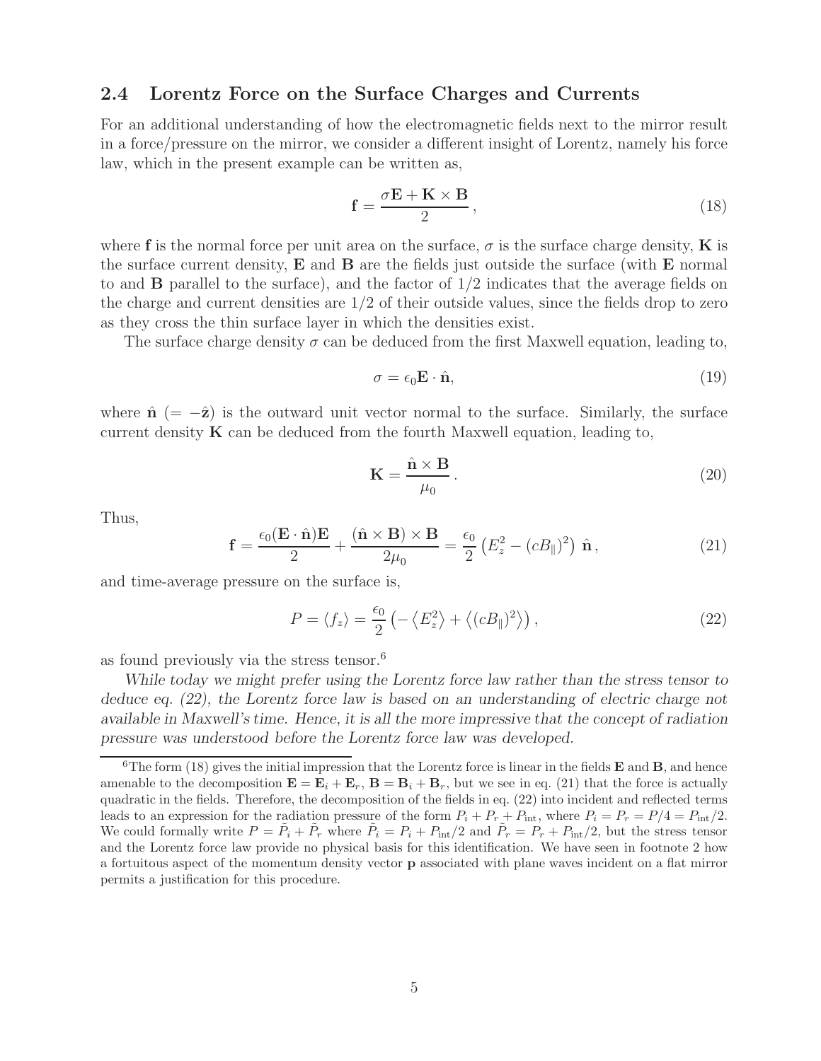### 2.4 Lorentz Force on the Surface Charges and Currents

For an additional understanding of how the electromagnetic fields next to the mirror result in a force/pressure on the mirror, we consider a different insight of Lorentz, namely his force law, which in the present example can be written as,

$$\mathbf{f} = \frac{\sigma \mathbf{E} + \mathbf{K} \times \mathbf{B}}{2}, \tag{18}$$

where $\mathbf{f}$ is the normal force per unit area on the surface, $\sigma$ is the surface charge density, $\mathbf{K}$ is the surface current density, $\mathbf{E}$ and $\mathbf{B}$ are the fields just outside the surface (with $\mathbf{E}$ normal to and $\mathbf{B}$ parallel to the surface), and the factor of 1/2 indicates that the average fields on the charge and current densities are 1/2 of their outside values, since the fields drop to zero as they cross the thin surface layer in which the densities exist.

The surface charge density $\sigma$ can be deduced from the first Maxwell equation, leading to,

$$\sigma = \epsilon_0 \mathbf{E} \cdot \hat{\mathbf{n}}, \tag{19}$$

where $\hat{\mathbf{n}}$ $(= -\hat{\mathbf{z}})$ is the outward unit vector normal to the surface. Similarly, the surface current density $\mathbf{K}$ can be deduced from the fourth Maxwell equation, leading to,

$$\mathbf{K} = \frac{\hat{\mathbf{n}} \times \mathbf{B}}{\mu_0}. \tag{20}$$

Thus,

$$\mathbf{f} = \frac{\epsilon_0 (\mathbf{E} \cdot \hat{\mathbf{n}})\mathbf{E}}{2} + \frac{(\hat{\mathbf{n}} \times \mathbf{B}) \times \mathbf{B}}{2\mu_0} = \frac{\epsilon_0}{2} \left( E_z^2 - (cB_\parallel)^2 \right) \hat{\mathbf{n}}, \tag{21}$$

and time-average pressure on the surface is,

$$P = \langle f_z \rangle = \frac{\epsilon_0}{2} \left( - \left\langle E_z^2 \right\rangle + \left\langle (cB_\parallel)^2 \right\rangle \right), \tag{22}$$

as found previously via the stress tensor.[6]

*While today we might prefer using the Lorentz force law rather than the stress tensor to deduce eq. (22), the Lorentz force law is based on an understanding of electric charge not available in Maxwell's time. Hence, it is all the more impressive that the concept of radiation pressure was understood before the Lorentz force law was developed.*

---

[6] The form (18) gives the initial impression that the Lorentz force is linear in the fields $\mathbf{E}$ and $\mathbf{B}$, and hence amenable to the decomposition $\mathbf{E} = \mathbf{E}_i + \mathbf{E}_r$, $\mathbf{B} = \mathbf{B}_i + \mathbf{B}_r$, but we see in eq. (21) that the force is actually quadratic in the fields. Therefore, the decomposition of the fields in eq. (22) into incident and reflected terms leads to an expression for the radiation pressure of the form $P_i + P_r + P_{\rm int}$, where $P_i = P_r = P/4 = P_{\rm int}/2$. We could formally write $P = \tilde{P}_i + \tilde{P}_r$ where $\tilde{P}_i = P_i + P_{\rm int}/2$ and $\tilde{P}_r = P_r + P_{\rm int}/2$, but the stress tensor and the Lorentz force law provide no physical basis for this identification. We have seen in footnote 2 how a fortuitous aspect of the momentum density vector $\mathbf{p}$ associated with plane waves incident on a flat mirror permits a justification for this procedure.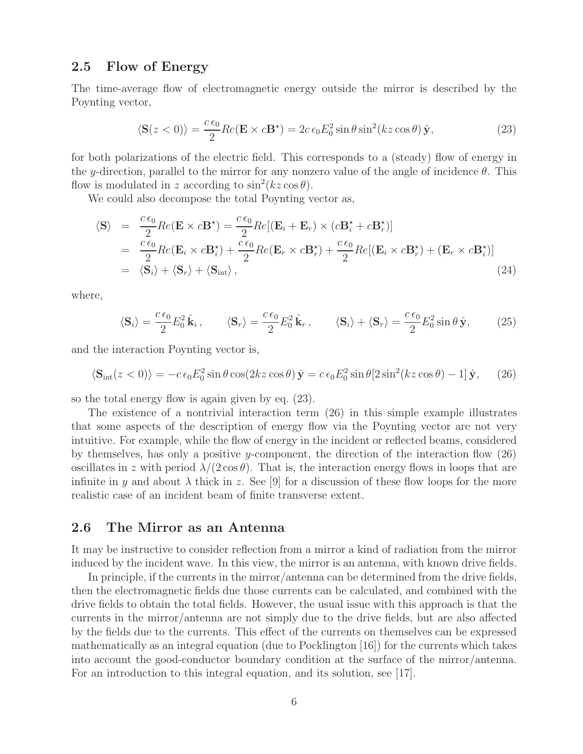## 2.5 Flow of Energy

The time-average flow of electromagnetic energy outside the mirror is described by the Poynting vector,

$$\langle \mathbf{S}(z<0) \rangle = \frac{c\,\epsilon_0}{2} Re(\mathbf{E} \times c\mathbf{B}^\star) = 2c\,\epsilon_0 E_0^2 \sin\theta \sin^2(kz\cos\theta)\,\hat{\mathbf{y}}, \tag{23}$$

for both polarizations of the electric field. This corresponds to a (steady) flow of energy in the $y$-direction, parallel to the mirror for any nonzero value of the angle of incidence $\theta$. This flow is modulated in $z$ according to $\sin^2(kz\cos\theta)$.

We could also decompose the total Poynting vector as,

$$\begin{aligned}
\langle \mathbf{S} \rangle &= \frac{c\,\epsilon_0}{2} Re(\mathbf{E} \times c\mathbf{B}^\star) = \frac{c\,\epsilon_0}{2} Re[(\mathbf{E}_i + \mathbf{E}_r) \times (c\mathbf{B}_i^\star + c\mathbf{B}_r^\star)] \\
&= \frac{c\,\epsilon_0}{2} Re(\mathbf{E}_i \times c\mathbf{B}_i^\star) + \frac{c\,\epsilon_0}{2} Re(\mathbf{E}_r \times c\mathbf{B}_r^\star) + \frac{c\,\epsilon_0}{2} Re[(\mathbf{E}_i \times c\mathbf{B}_r^\star) + (\mathbf{E}_r \times c\mathbf{B}_i^\star)] \\
&= \langle \mathbf{S}_i \rangle + \langle \mathbf{S}_r \rangle + \langle \mathbf{S}_{\rm int} \rangle,
\end{aligned} \tag{24}$$

where,

$$\langle \mathbf{S}_i \rangle = \frac{c\,\epsilon_0}{2} E_0^2\,\hat{\mathbf{k}}_i\,, \qquad \langle \mathbf{S}_r \rangle = \frac{c\,\epsilon_0}{2} E_0^2\,\hat{\mathbf{k}}_r\,, \qquad \langle \mathbf{S}_i \rangle + \langle \mathbf{S}_r \rangle = \frac{c\,\epsilon_0}{2} E_0^2 \sin\theta\,\hat{\mathbf{y}}, \tag{25}$$

and the interaction Poynting vector is,

$$\langle \mathbf{S}_{\rm int}(z<0) \rangle = -c\,\epsilon_0 E_0^2 \sin\theta \cos(2kz\cos\theta)\,\hat{\mathbf{y}} = c\,\epsilon_0 E_0^2 \sin\theta [2\sin^2(kz\cos\theta) - 1]\,\hat{\mathbf{y}}, \tag{26}$$

so the total energy flow is again given by eq. (23).

The existence of a nontrivial interaction term (26) in this simple example illustrates that some aspects of the description of energy flow via the Poynting vector are not very intuitive. For example, while the flow of energy in the incident or reflected beams, considered by themselves, has only a positive $y$-component, the direction of the interaction flow (26) oscillates in $z$ with period $\lambda/(2\cos\theta)$. That is, the interaction energy flows in loops that are infinite in $y$ and about $\lambda$ thick in $z$. See [9] for a discussion of these flow loops for the more realistic case of an incident beam of finite transverse extent.

## 2.6 The Mirror as an Antenna

It may be instructive to consider reflection from a mirror a kind of radiation from the mirror induced by the incident wave. In this view, the mirror is an antenna, with known drive fields.

In principle, if the currents in the mirror/antenna can be determined from the drive fields, then the electromagnetic fields due those currents can be calculated, and combined with the drive fields to obtain the total fields. However, the usual issue with this approach is that the currents in the mirror/antenna are not simply due to the drive fields, but are also affected by the fields due to the currents. This effect of the currents on themselves can be expressed mathematically as an integral equation (due to Pocklington [16]) for the currents which takes into account the good-conductor boundary condition at the surface of the mirror/antenna. For an introduction to this integral equation, and its solution, see [17].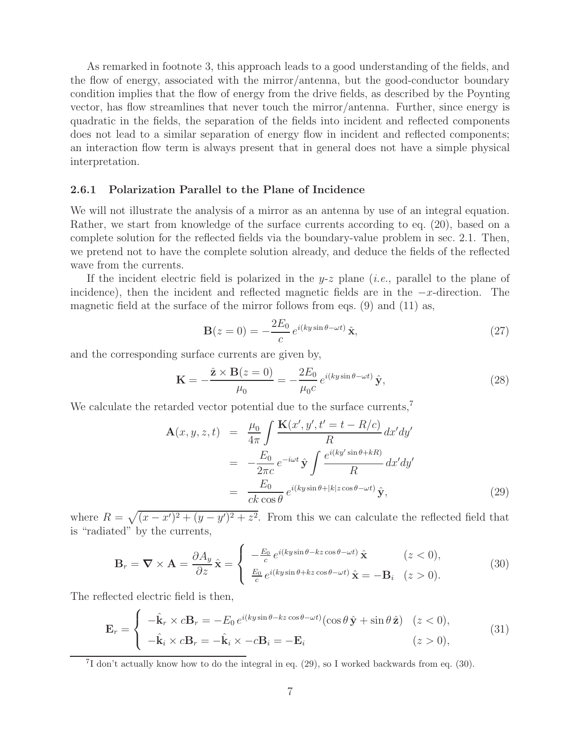As remarked in footnote 3, this approach leads to a good understanding of the fields, and the flow of energy, associated with the mirror/antenna, but the good-conductor boundary condition implies that the flow of energy from the drive fields, as described by the Poynting vector, has flow streamlines that never touch the mirror/antenna. Further, since energy is quadratic in the fields, the separation of the fields into incident and reflected components does not lead to a similar separation of energy flow in incident and reflected components; an interaction flow term is always present that in general does not have a simple physical interpretation.

### 2.6.1 Polarization Parallel to the Plane of Incidence

We will not illustrate the analysis of a mirror as an antenna by use of an integral equation. Rather, we start from knowledge of the surface currents according to eq. (20), based on a complete solution for the reflected fields via the boundary-value problem in sec. 2.1. Then, we pretend not to have the complete solution already, and deduce the fields of the reflected wave from the currents.

If the incident electric field is polarized in the $y$-$z$ plane (*i.e.*, parallel to the plane of incidence), then the incident and reflected magnetic fields are in the $-x$-direction. The magnetic field at the surface of the mirror follows from eqs. (9) and (11) as,

$$\mathbf{B}(z=0) = -\frac{2E_0}{c}\, e^{i(ky\sin\theta - \omega t)}\,\hat{\mathbf{x}}, \tag{27}$$

and the corresponding surface currents are given by,

$$\mathbf{K} = -\frac{\hat{\mathbf{z}} \times \mathbf{B}(z=0)}{\mu_0} = -\frac{2E_0}{\mu_0 c}\, e^{i(ky\sin\theta - \omega t)}\,\hat{\mathbf{y}}, \tag{28}$$

We calculate the retarded vector potential due to the surface currents,[7]

$$\begin{aligned}
\mathbf{A}(x,y,z,t) &= \frac{\mu_0}{4\pi}\int \frac{\mathbf{K}(x',y',t'=t-R/c)}{R}\, dx'dy' \\
&= -\frac{E_0}{2\pi c}\, e^{-i\omega t}\,\hat{\mathbf{y}} \int \frac{e^{i(ky'\sin\theta + kR)}}{R}\, dx'dy' \\
&= \frac{E_0}{ck\cos\theta}\, e^{i(ky\sin\theta + |k|z\cos\theta - \omega t)}\,\hat{\mathbf{y}},
\end{aligned} \tag{29}$$

where $R = \sqrt{(x-x')^2 + (y-y')^2 + z^2}$. From this we can calculate the reflected field that is "radiated" by the currents,

$$\mathbf{B}_r = \nabla \times \mathbf{A} = \frac{\partial A_y}{\partial z}\,\hat{\mathbf{x}} = \begin{cases} -\frac{E_0}{c}\, e^{i(ky\sin\theta - kz\cos\theta - \omega t)}\,\hat{\mathbf{x}} & (z<0), \\ \frac{E_0}{c}\, e^{i(ky\sin\theta + kz\cos\theta - \omega t)}\,\hat{\mathbf{x}} = -\mathbf{B}_i & (z>0). \end{cases} \tag{30}$$

The reflected electric field is then,

$$\mathbf{E}_r = \begin{cases} -\hat{\mathbf{k}}_r \times c\mathbf{B}_r = -E_0\, e^{i(ky\sin\theta - kz\cos\theta - \omega t)}(\cos\theta\,\hat{\mathbf{y}} + \sin\theta\,\hat{\mathbf{z}}) & (z<0), \\ -\hat{\mathbf{k}}_i \times c\mathbf{B}_r = -\hat{\mathbf{k}}_i \times -c\mathbf{B}_i = -\mathbf{E}_i & (z>0), \end{cases} \tag{31}$$

[7] I don't actually know how to do the integral in eq. (29), so I worked backwards from eq. (30).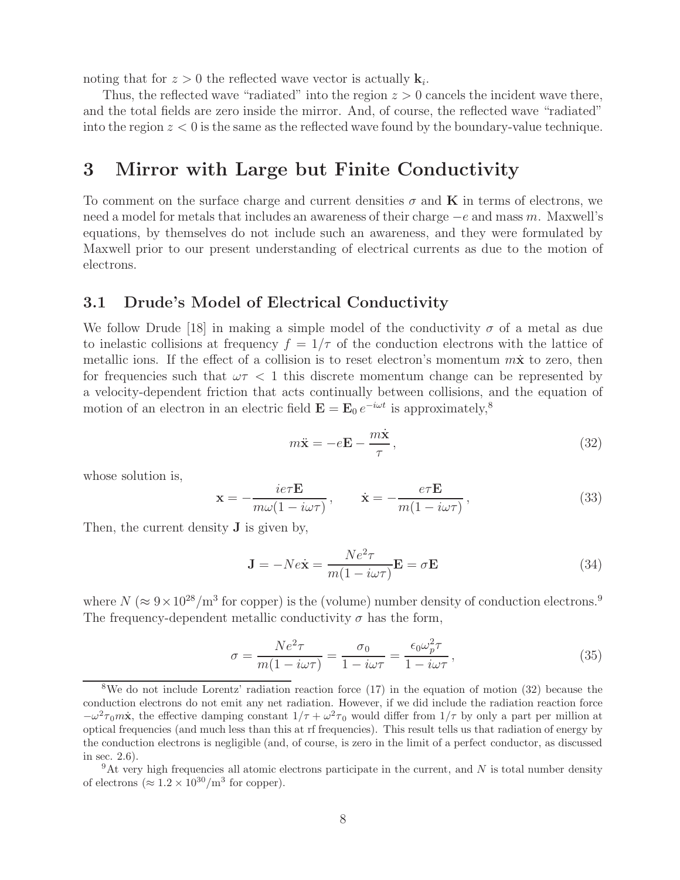noting that for $z > 0$ the reflected wave vector is actually $\mathbf{k}_i$.

Thus, the reflected wave "radiated" into the region $z > 0$ cancels the incident wave there, and the total fields are zero inside the mirror. And, of course, the reflected wave "radiated" into the region $z < 0$ is the same as the reflected wave found by the boundary-value technique.

# 3 Mirror with Large but Finite Conductivity

To comment on the surface charge and current densities $\sigma$ and $\mathbf{K}$ in terms of electrons, we need a model for metals that includes an awareness of their charge $-e$ and mass $m$. Maxwell's equations, by themselves do not include such an awareness, and they were formulated by Maxwell prior to our present understanding of electrical currents as due to the motion of electrons.

## 3.1 Drude's Model of Electrical Conductivity

We follow Drude [18] in making a simple model of the conductivity $\sigma$ of a metal as due to inelastic collisions at frequency $f = 1/\tau$ of the conduction electrons with the lattice of metallic ions. If the effect of a collision is to reset electron's momentum $m\dot{\mathbf{x}}$ to zero, then for frequencies such that $\omega\tau < 1$ this discrete momentum change can be represented by a velocity-dependent friction that acts continually between collisions, and the equation of motion of an electron in an electric field $\mathbf{E} = \mathbf{E}_0\, e^{-i\omega t}$ is approximately,[8]

$$m\ddot{\mathbf{x}} = -e\mathbf{E} - \frac{m\dot{\mathbf{x}}}{\tau}\,, \tag{32}$$

whose solution is,

$$\mathbf{x} = -\frac{ie\tau\mathbf{E}}{m\omega(1 - i\omega\tau)}\,, \qquad \dot{\mathbf{x}} = -\frac{e\tau\mathbf{E}}{m(1 - i\omega\tau)}\,, \tag{33}$$

Then, the current density $\mathbf{J}$ is given by,

$$\mathbf{J} = -Ne\dot{\mathbf{x}} = \frac{Ne^2\tau}{m(1 - i\omega\tau)}\mathbf{E} = \sigma\mathbf{E} \tag{34}$$

where $N$ ($\approx 9\times 10^{28}/\mathrm{m}^3$ for copper) is the (volume) number density of conduction electrons.[9] The frequency-dependent metallic conductivity $\sigma$ has the form,

$$\sigma = \frac{Ne^2\tau}{m(1 - i\omega\tau)} = \frac{\sigma_0}{1 - i\omega\tau} = \frac{\epsilon_0\omega_p^2\tau}{1 - i\omega\tau}\,, \tag{35}$$

---

[8] We do not include Lorentz' radiation reaction force (17) in the equation of motion (32) because the conduction electrons do not emit any net radiation. However, if we did include the radiation reaction force $-\omega^2\tau_0 m\dot{\mathbf{x}}$, the effective damping constant $1/\tau + \omega^2\tau_0$ would differ from $1/\tau$ by only a part per million at optical frequencies (and much less than this at rf frequencies). This result tells us that radiation of energy by the conduction electrons is negligible (and, of course, is zero in the limit of a perfect conductor, as discussed in sec. 2.6).

[9] At very high frequencies all atomic electrons participate in the current, and $N$ is total number density of electrons ($\approx 1.2 \times 10^{30}/\mathrm{m}^3$ for copper).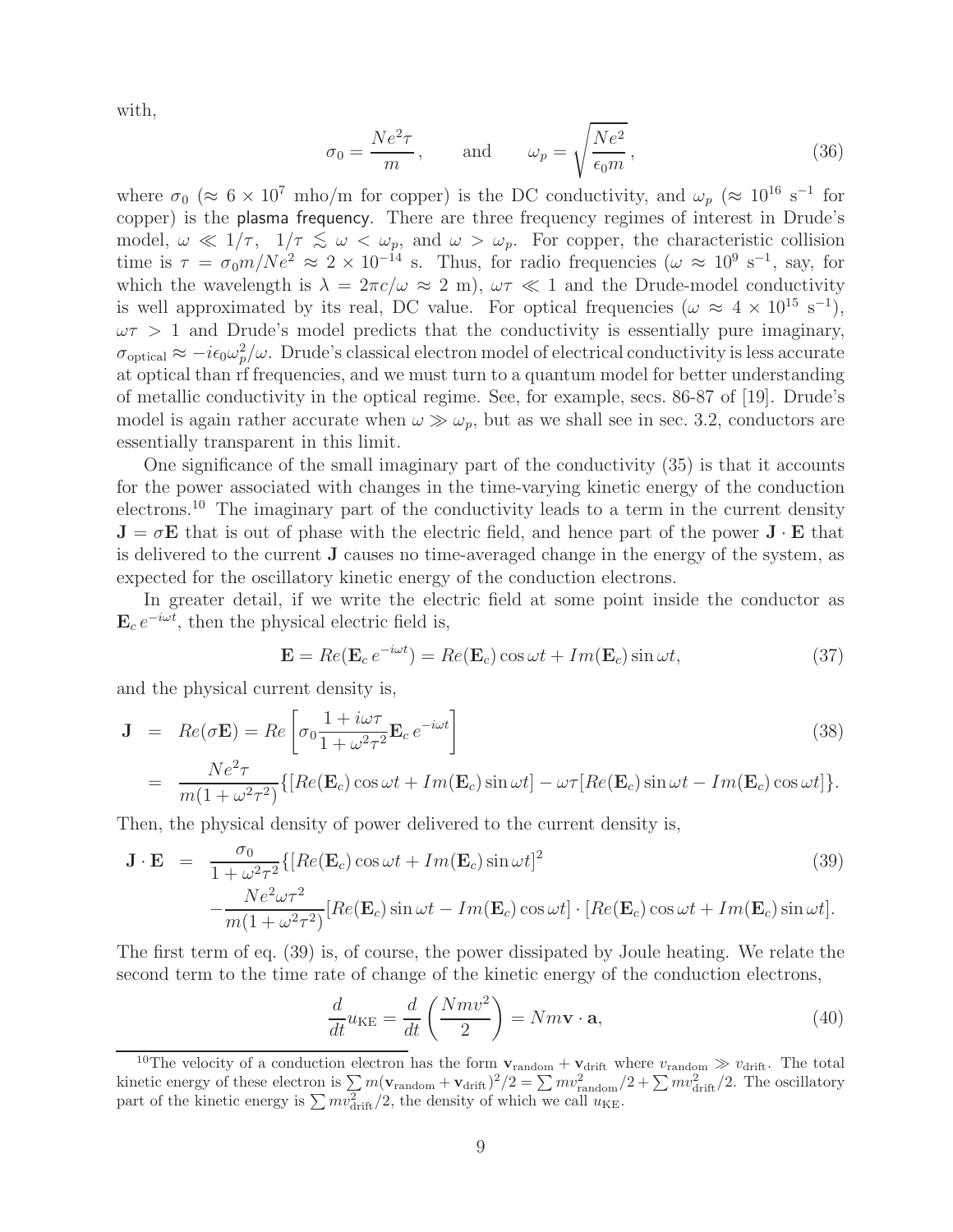with,

$$\sigma_0 = \frac{Ne^2\tau}{m}, \qquad \text{and} \qquad \omega_p = \sqrt{\frac{Ne^2}{\epsilon_0 m}}, \tag{36}$$

where $\sigma_0$ ($\approx 6 \times 10^7$ mho/m for copper) is the DC conductivity, and $\omega_p$ ($\approx 10^{16}$ s$^{-1}$ for copper) is the plasma frequency. There are three frequency regimes of interest in Drude's model, $\omega \ll 1/\tau$, $1/\tau \lesssim \omega < \omega_p$, and $\omega > \omega_p$. For copper, the characteristic collision time is $\tau = \sigma_0 m/Ne^2 \approx 2 \times 10^{-14}$ s. Thus, for radio frequencies ($\omega \approx 10^9$ s$^{-1}$, say, for which the wavelength is $\lambda = 2\pi c/\omega \approx 2$ m), $\omega\tau \ll 1$ and the Drude-model conductivity is well approximated by its real, DC value. For optical frequencies ($\omega \approx 4 \times 10^{15}$ s$^{-1}$), $\omega\tau > 1$ and Drude's model predicts that the conductivity is essentially pure imaginary, $\sigma_{\rm optical} \approx -i\epsilon_0\omega_p^2/\omega$. Drude's classical electron model of electrical conductivity is less accurate at optical than rf frequencies, and we must turn to a quantum model for better understanding of metallic conductivity in the optical regime. See, for example, secs. 86-87 of [19]. Drude's model is again rather accurate when $\omega \gg \omega_p$, but as we shall see in sec. 3.2, conductors are essentially transparent in this limit.

One significance of the small imaginary part of the conductivity (35) is that it accounts for the power associated with changes in the time-varying kinetic energy of the conduction electrons.[10] The imaginary part of the conductivity leads to a term in the current density $\mathbf{J} = \sigma\mathbf{E}$ that is out of phase with the electric field, and hence part of the power $\mathbf{J}\cdot\mathbf{E}$ that is delivered to the current $\mathbf{J}$ causes no time-averaged change in the energy of the system, as expected for the oscillatory kinetic energy of the conduction electrons.

In greater detail, if we write the electric field at some point inside the conductor as $\mathbf{E}_c\, e^{-i\omega t}$, then the physical electric field is,

$$\mathbf{E} = Re(\mathbf{E}_c\, e^{-i\omega t}) = Re(\mathbf{E}_c)\cos\omega t + Im(\mathbf{E}_c)\sin\omega t, \tag{37}$$

and the physical current density is,

$$\begin{aligned}
\mathbf{J} &= Re(\sigma\mathbf{E}) = Re\left[\sigma_0 \frac{1 + i\omega\tau}{1 + \omega^2\tau^2}\mathbf{E}_c\, e^{-i\omega t}\right] \\
&= \frac{Ne^2\tau}{m(1 + \omega^2\tau^2)}\{[Re(\mathbf{E}_c)\cos\omega t + Im(\mathbf{E}_c)\sin\omega t] - \omega\tau[Re(\mathbf{E}_c)\sin\omega t - Im(\mathbf{E}_c)\cos\omega t]\}.
\end{aligned} \tag{38}$$

Then, the physical density of power delivered to the current density is,

$$\begin{aligned}
\mathbf{J}\cdot\mathbf{E} &= \frac{\sigma_0}{1 + \omega^2\tau^2}\{[Re(\mathbf{E}_c)\cos\omega t + Im(\mathbf{E}_c)\sin\omega t]^2 \\
&\quad -\frac{Ne^2\omega\tau^2}{m(1 + \omega^2\tau^2)}[Re(\mathbf{E}_c)\sin\omega t - Im(\mathbf{E}_c)\cos\omega t]\cdot[Re(\mathbf{E}_c)\cos\omega t + Im(\mathbf{E}_c)\sin\omega t].
\end{aligned} \tag{39}$$

The first term of eq. (39) is, of course, the power dissipated by Joule heating. We relate the second term to the time rate of change of the kinetic energy of the conduction electrons,

$$\frac{d}{dt}u_{\rm KE} = \frac{d}{dt}\left(\frac{Nmv^2}{2}\right) = Nm\mathbf{v}\cdot\mathbf{a}, \tag{40}$$

[10] The velocity of a conduction electron has the form $\mathbf{v}_{\rm random} + \mathbf{v}_{\rm drift}$ where $v_{\rm random} \gg v_{\rm drift}$. The total kinetic energy of these electron is $\sum m(\mathbf{v}_{\rm random} + \mathbf{v}_{\rm drift})^2/2 = \sum mv_{\rm random}^2/2 + \sum mv_{\rm drift}^2/2$. The oscillatory part of the kinetic energy is $\sum mv_{\rm drift}^2/2$, the density of which we call $u_{\rm KE}$.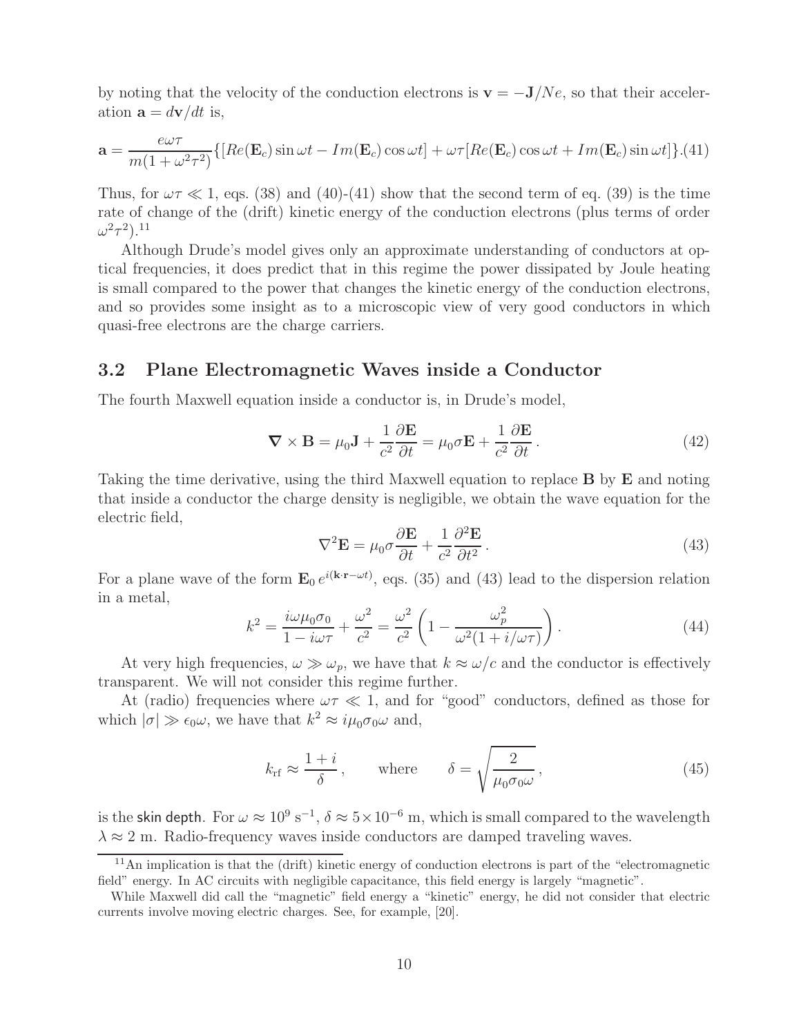by noting that the velocity of the conduction electrons is $\mathbf{v} = -\mathbf{J}/Ne$, so that their acceleration $\mathbf{a} = d\mathbf{v}/dt$ is,

$$\mathbf{a} = \frac{e\omega\tau}{m(1+\omega^2\tau^2)}\{[Re(\mathbf{E}_c)\sin\omega t - Im(\mathbf{E}_c)\cos\omega t] + \omega\tau[Re(\mathbf{E}_c)\cos\omega t + Im(\mathbf{E}_c)\sin\omega t]\}. \quad (41)$$

Thus, for $\omega\tau \ll 1$, eqs. (38) and (40)-(41) show that the second term of eq. (39) is the time rate of change of the (drift) kinetic energy of the conduction electrons (plus terms of order $\omega^2\tau^2$).[11]

Although Drude's model gives only an approximate understanding of conductors at optical frequencies, it does predict that in this regime the power dissipated by Joule heating is small compared to the power that changes the kinetic energy of the conduction electrons, and so provides some insight as to a microscopic view of very good conductors in which quasi-free electrons are the charge carriers.

## 3.2 Plane Electromagnetic Waves inside a Conductor

The fourth Maxwell equation inside a conductor is, in Drude's model,

$$\boldsymbol{\nabla} \times \mathbf{B} = \mu_0 \mathbf{J} + \frac{1}{c^2}\frac{\partial \mathbf{E}}{\partial t} = \mu_0 \sigma \mathbf{E} + \frac{1}{c^2}\frac{\partial \mathbf{E}}{\partial t}. \quad (42)$$

Taking the time derivative, using the third Maxwell equation to replace $\mathbf{B}$ by $\mathbf{E}$ and noting that inside a conductor the charge density is negligible, we obtain the wave equation for the electric field,

$$\nabla^2 \mathbf{E} = \mu_0 \sigma \frac{\partial \mathbf{E}}{\partial t} + \frac{1}{c^2}\frac{\partial^2 \mathbf{E}}{\partial t^2}. \quad (43)$$

For a plane wave of the form $\mathbf{E}_0\, e^{i(\mathbf{k}\cdot\mathbf{r}-\omega t)}$, eqs. (35) and (43) lead to the dispersion relation in a metal,

$$k^2 = \frac{i\omega\mu_0\sigma_0}{1-i\omega\tau} + \frac{\omega^2}{c^2} = \frac{\omega^2}{c^2}\left(1 - \frac{\omega_p^2}{\omega^2(1+i/\omega\tau)}\right). \quad (44)$$

At very high frequencies, $\omega \gg \omega_p$, we have that $k \approx \omega/c$ and the conductor is effectively transparent. We will not consider this regime further.

At (radio) frequencies where $\omega\tau \ll 1$, and for "good" conductors, defined as those for which $|\sigma| \gg \epsilon_0\omega$, we have that $k^2 \approx i\mu_0\sigma_0\omega$ and,

$$k_{\rm rf} \approx \frac{1+i}{\delta}, \qquad \text{where} \qquad \delta = \sqrt{\frac{2}{\mu_0\sigma_0\omega}}, \quad (45)$$

is the skin depth. For $\omega \approx 10^9$ s$^{-1}$, $\delta \approx 5\times10^{-6}$ m, which is small compared to the wavelength $\lambda \approx 2$ m. Radio-frequency waves inside conductors are damped traveling waves.

[11] An implication is that the (drift) kinetic energy of conduction electrons is part of the "electromagnetic field" energy. In AC circuits with negligible capacitance, this field energy is largely "magnetic".

While Maxwell did call the "magnetic" field energy a "kinetic" energy, he did not consider that electric currents involve moving electric charges. See, for example, [20].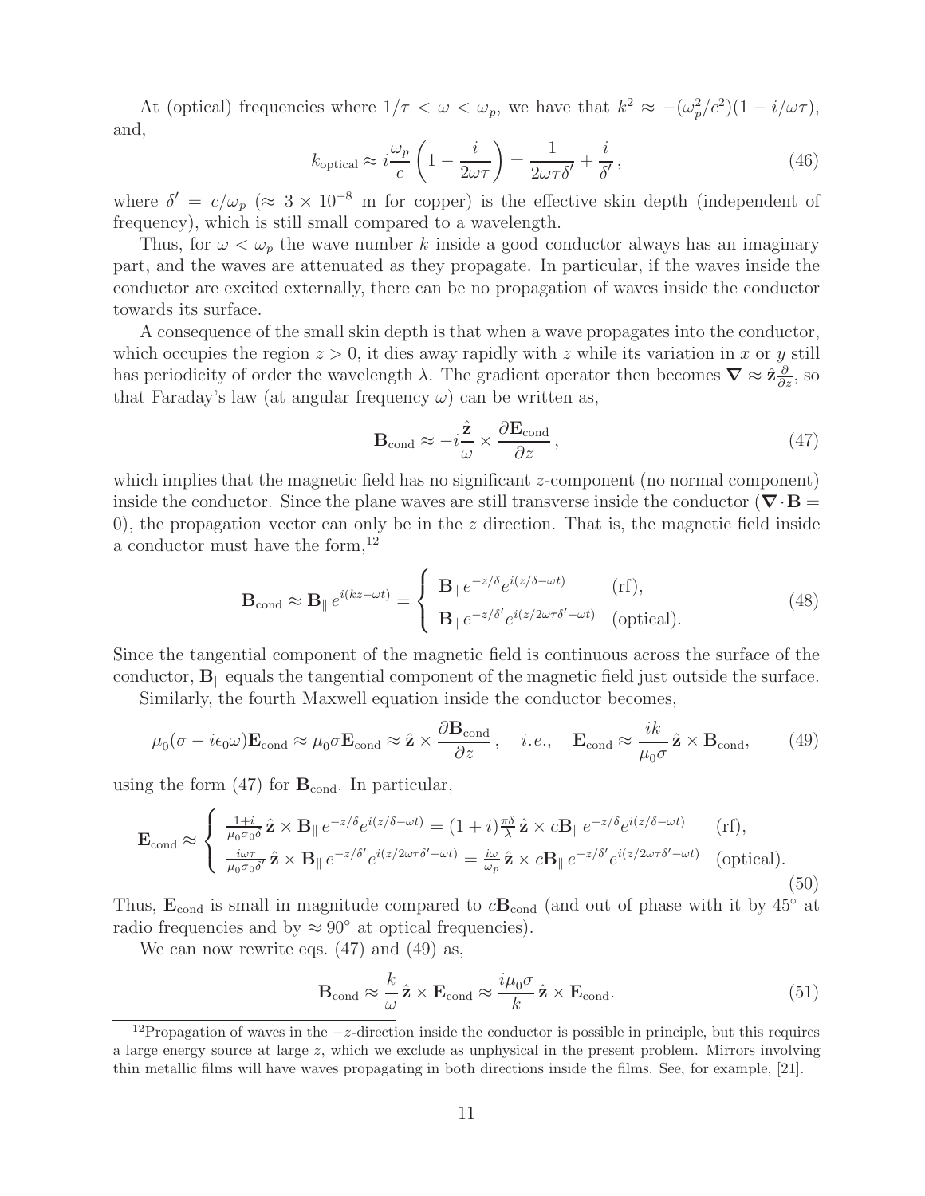At (optical) frequencies where $1/\tau < \omega < \omega_p$, we have that $k^2 \approx -(\omega_p^2/c^2)(1 - i/\omega\tau)$, and,

$$
k_{\rm optical} \approx i\frac{\omega_p}{c}\left(1 - \frac{i}{2\omega\tau}\right) = \frac{1}{2\omega\tau\delta'} + \frac{i}{\delta'}\,, \tag{46}
$$

where $\delta' = c/\omega_p$ ($\approx 3 \times 10^{-8}$ m for copper) is the effective skin depth (independent of frequency), which is still small compared to a wavelength.

Thus, for $\omega < \omega_p$ the wave number $k$ inside a good conductor always has an imaginary part, and the waves are attenuated as they propagate. In particular, if the waves inside the conductor are excited externally, there can be no propagation of waves inside the conductor towards its surface.

A consequence of the small skin depth is that when a wave propagates into the conductor, which occupies the region $z > 0$, it dies away rapidly with $z$ while its variation in $x$ or $y$ still has periodicity of order the wavelength $\lambda$. The gradient operator then becomes $\boldsymbol{\nabla} \approx \hat{\mathbf{z}}\frac{\partial}{\partial z}$, so that Faraday's law (at angular frequency $\omega$) can be written as,

$$
\mathbf{B}_{\rm cond} \approx -i\frac{\hat{\mathbf{z}}}{\omega} \times \frac{\partial \mathbf{E}_{\rm cond}}{\partial z}\,, \tag{47}
$$

which implies that the magnetic field has no significant $z$-component (no normal component) inside the conductor. Since the plane waves are still transverse inside the conductor ($\boldsymbol{\nabla}\cdot\mathbf{B} = 0$), the propagation vector can only be in the $z$ direction. That is, the magnetic field inside a conductor must have the form,[12]

$$
\mathbf{B}_{\rm cond} \approx \mathbf{B}_{\parallel}\, e^{i(kz-\omega t)} = \begin{cases} \mathbf{B}_{\parallel}\, e^{-z/\delta} e^{i(z/\delta - \omega t)} & \text{(rf)}, \\ \mathbf{B}_{\parallel}\, e^{-z/\delta'} e^{i(z/2\omega\tau\delta' - \omega t)} & \text{(optical)}. \end{cases} \tag{48}
$$

Since the tangential component of the magnetic field is continuous across the surface of the conductor, $\mathbf{B}_{\parallel}$ equals the tangential component of the magnetic field just outside the surface.

Similarly, the fourth Maxwell equation inside the conductor becomes,

$$
\mu_0(\sigma - i\epsilon_0\omega)\mathbf{E}_{\rm cond} \approx \mu_0\sigma\mathbf{E}_{\rm cond} \approx \hat{\mathbf{z}} \times \frac{\partial \mathbf{B}_{\rm cond}}{\partial z}\,, \quad i.e., \quad \mathbf{E}_{\rm cond} \approx \frac{ik}{\mu_0\sigma}\,\hat{\mathbf{z}} \times \mathbf{B}_{\rm cond}, \tag{49}
$$

using the form (47) for $\mathbf{B}_{\rm cond}$. In particular,

$$
\mathbf{E}_{\rm cond} \approx \begin{cases} \frac{1+i}{\mu_0\sigma_0\delta}\,\hat{\mathbf{z}} \times \mathbf{B}_{\parallel}\, e^{-z/\delta} e^{i(z/\delta-\omega t)} = (1+i)\frac{\pi\delta}{\lambda}\,\hat{\mathbf{z}} \times c\mathbf{B}_{\parallel}\, e^{-z/\delta} e^{i(z/\delta-\omega t)} & \text{(rf)}, \\ \frac{i\omega\tau}{\mu_0\sigma_0\delta'}\,\hat{\mathbf{z}} \times \mathbf{B}_{\parallel}\, e^{-z/\delta'} e^{i(z/2\omega\tau\delta'-\omega t)} = \frac{i\omega}{\omega_p}\,\hat{\mathbf{z}} \times c\mathbf{B}_{\parallel}\, e^{-z/\delta'} e^{i(z/2\omega\tau\delta'-\omega t)} & \text{(optical)}. \end{cases} \tag{50}
$$

Thus, $\mathbf{E}_{\rm cond}$ is small in magnitude compared to $c\mathbf{B}_{\rm cond}$ (and out of phase with it by 45° at radio frequencies and by $\approx 90°$ at optical frequencies).

We can now rewrite eqs. (47) and (49) as,

$$
\mathbf{B}_{\rm cond} \approx \frac{k}{\omega}\,\hat{\mathbf{z}} \times \mathbf{E}_{\rm cond} \approx \frac{i\mu_0\sigma}{k}\,\hat{\mathbf{z}} \times \mathbf{E}_{\rm cond}. \tag{51}
$$

---

[12] Propagation of waves in the $-z$-direction inside the conductor is possible in principle, but this requires a large energy source at large $z$, which we exclude as unphysical in the present problem. Mirrors involving thin metallic films will have waves propagating in both directions inside the films. See, for example, [21].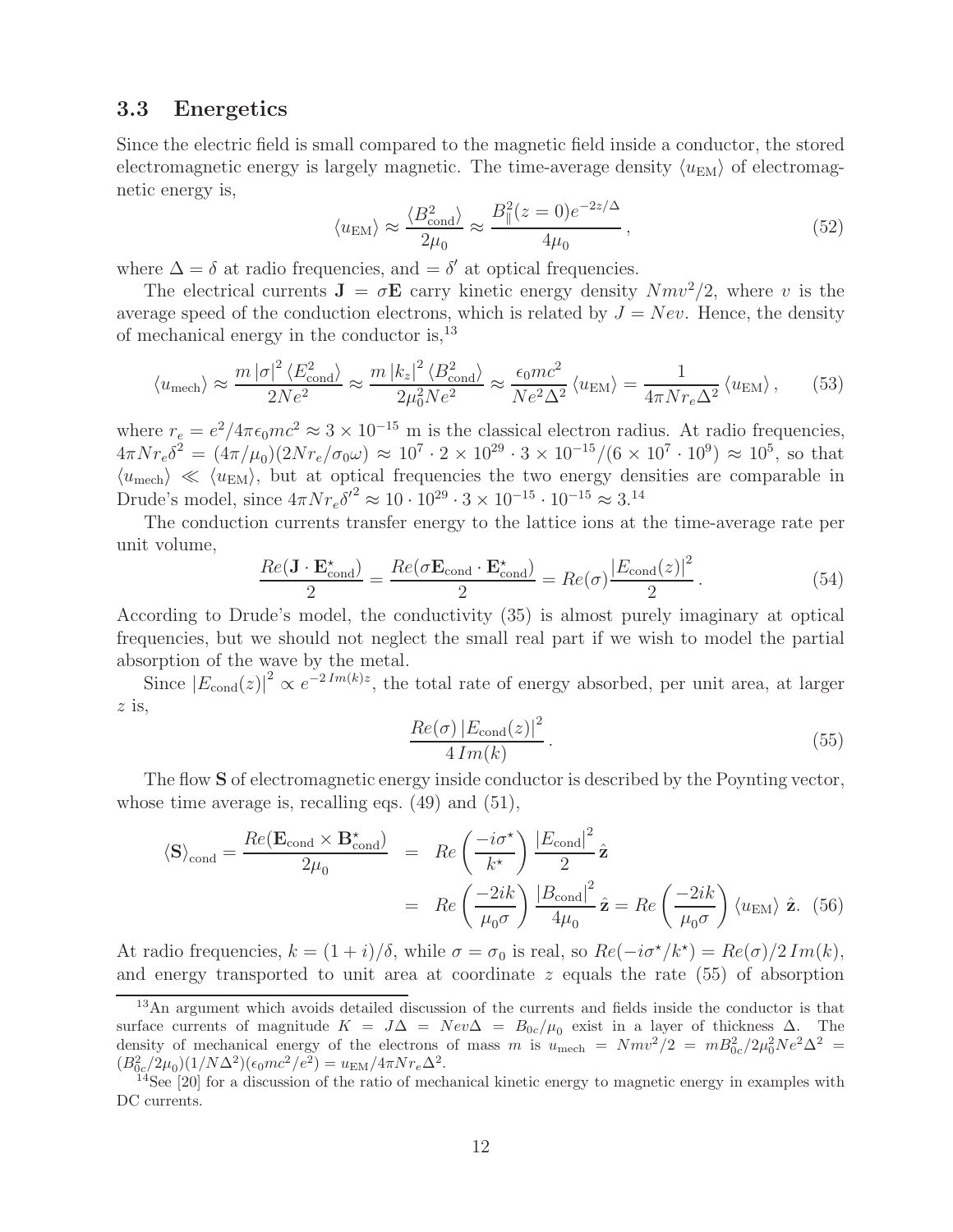### 3.3 Energetics

Since the electric field is small compared to the magnetic field inside a conductor, the stored electromagnetic energy is largely magnetic. The time-average density $\langle u_{\rm EM}\rangle$ of electromagnetic energy is,

$$\langle u_{\rm EM}\rangle \approx \frac{\langle B_{\rm cond}^2\rangle}{2\mu_0} \approx \frac{B_\parallel^2(z=0)e^{-2z/\Delta}}{4\mu_0}\,, \tag{52}$$

where $\Delta = \delta$ at radio frequencies, and $= \delta'$ at optical frequencies.

The electrical currents $\mathbf{J} = \sigma\mathbf{E}$ carry kinetic energy density $Nmv^2/2$, where $v$ is the average speed of the conduction electrons, which is related by $J = Nev$. Hence, the density of mechanical energy in the conductor is,[13]

$$\langle u_{\rm mech}\rangle \approx \frac{m\,|\sigma|^2\,\langle E_{\rm cond}^2\rangle}{2Ne^2} \approx \frac{m\,|k_z|^2\,\langle B_{\rm cond}^2\rangle}{2\mu_0^2 Ne^2} \approx \frac{\epsilon_0 mc^2}{Ne^2\Delta^2}\,\langle u_{\rm EM}\rangle = \frac{1}{4\pi N r_e \Delta^2}\,\langle u_{\rm EM}\rangle\,, \tag{53}$$

where $r_e = e^2/4\pi\epsilon_0 mc^2 \approx 3\times 10^{-15}$ m is the classical electron radius. At radio frequencies, $4\pi N r_e \delta^2 = (4\pi/\mu_0)(2Nr_e/\sigma_0\omega) \approx 10^7\cdot 2\times 10^{29}\cdot 3\times 10^{-15}/(6\times 10^7\cdot 10^9) \approx 10^5$, so that $\langle u_{\rm mech}\rangle \ll \langle u_{\rm EM}\rangle$, but at optical frequencies the two energy densities are comparable in Drude's model, since $4\pi N r_e {\delta'}^2 \approx 10\cdot 10^{29}\cdot 3\times 10^{-15}\cdot 10^{-15} \approx 3$.[14]

The conduction currents transfer energy to the lattice ions at the time-average rate per unit volume,

$$\frac{Re(\mathbf{J}\cdot\mathbf{E}_{\rm cond}^\star)}{2} = \frac{Re(\sigma\mathbf{E}_{\rm cond}\cdot\mathbf{E}_{\rm cond}^\star)}{2} = Re(\sigma)\frac{|E_{\rm cond}(z)|^2}{2}\,. \tag{54}$$

According to Drude's model, the conductivity (35) is almost purely imaginary at optical frequencies, but we should not neglect the small real part if we wish to model the partial absorption of the wave by the metal.

Since $|E_{\rm cond}(z)|^2 \propto e^{-2\,Im(k)z}$, the total rate of energy absorbed, per unit area, at larger $z$ is,

$$\frac{Re(\sigma)\,|E_{\rm cond}(z)|^2}{4\,Im(k)}\,. \tag{55}$$

The flow $\mathbf{S}$ of electromagnetic energy inside conductor is described by the Poynting vector, whose time average is, recalling eqs. (49) and (51),

$$\begin{aligned}\langle\mathbf{S}\rangle_{\rm cond} = \frac{Re(\mathbf{E}_{\rm cond}\times\mathbf{B}_{\rm cond}^\star)}{2\mu_0} &= Re\left(\frac{-i\sigma^\star}{k^\star}\right)\frac{|E_{\rm cond}|^2}{2}\,\hat{\mathbf{z}} \\ &= Re\left(\frac{-2ik}{\mu_0\sigma}\right)\frac{|B_{\rm cond}|^2}{4\mu_0}\,\hat{\mathbf{z}} = Re\left(\frac{-2ik}{\mu_0\sigma}\right)\langle u_{\rm EM}\rangle\;\hat{\mathbf{z}}.\end{aligned} \tag{56}$$

At radio frequencies, $k = (1+i)/\delta$, while $\sigma = \sigma_0$ is real, so $Re(-i\sigma^\star/k^\star) = Re(\sigma)/2\,Im(k)$, and energy transported to unit area at coordinate $z$ equals the rate (55) of absorption

---

[13] An argument which avoids detailed discussion of the currents and fields inside the conductor is that surface currents of magnitude $K = J\Delta = Nev\Delta = B_{0c}/\mu_0$ exist in a layer of thickness $\Delta$. The density of mechanical energy of the electrons of mass $m$ is $u_{\rm mech} = Nmv^2/2 = mB_{0c}^2/2\mu_0^2Ne^2\Delta^2 = (B_{0c}^2/2\mu_0)(1/N\Delta^2)(\epsilon_0 mc^2/e^2) = u_{\rm EM}/4\pi Nr_e\Delta^2$.

[14] See [20] for a discussion of the ratio of mechanical kinetic energy to magnetic energy in examples with DC currents.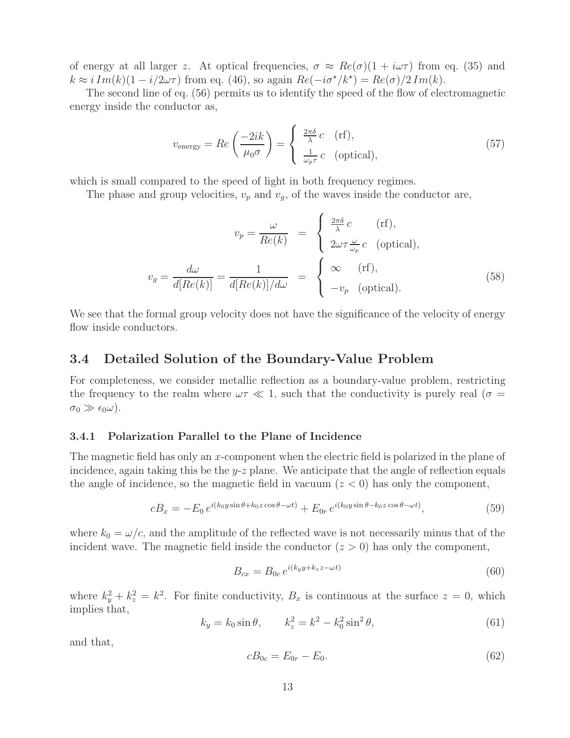of energy at all larger $z$. At optical frequencies, $\sigma \approx Re(\sigma)(1 + i\omega\tau)$ from eq. (35) and $k \approx i\,Im(k)(1 - i/2\omega\tau)$ from eq. (46), so again $Re(-i\sigma^\star/k^\star) = Re(\sigma)/2\,Im(k)$.

The second line of eq. (56) permits us to identify the speed of the flow of electromagnetic energy inside the conductor as,

$$
v_{\rm energy} = Re\left(\frac{-2ik}{\mu_0 \sigma}\right) = \left\{ \begin{array}{ll} \frac{2\pi\delta}{\lambda}\, c & \text{(rf)}, \\ \frac{1}{\omega_p \tau}\, c & \text{(optical)}, \end{array} \right. \tag{57}
$$

which is small compared to the speed of light in both frequency regimes.

The phase and group velocities, $v_p$ and $v_g$, of the waves inside the conductor are,

$$
\begin{aligned}
v_p = \frac{\omega}{Re(k)} \quad &= \quad \left\{ \begin{array}{ll} \frac{2\pi\delta}{\lambda}\, c & \text{(rf)}, \\ 2\omega\tau \frac{\omega}{\omega_p}\, c & \text{(optical)}, \end{array} \right. \\
v_g = \frac{d\omega}{d[Re(k)]} = \frac{1}{d[Re(k)]/d\omega} \quad &= \quad \left\{ \begin{array}{ll} \infty & \text{(rf)}, \\ -v_p & \text{(optical)}. \end{array} \right.
\end{aligned} \tag{58}
$$

We see that the formal group velocity does not have the significance of the velocity of energy flow inside conductors.

## 3.4 Detailed Solution of the Boundary-Value Problem

For completeness, we consider metallic reflection as a boundary-value problem, restricting the frequency to the realm where $\omega\tau \ll 1$, such that the conductivity is purely real ($\sigma = \sigma_0 \gg \epsilon_0 \omega$).

### 3.4.1 Polarization Parallel to the Plane of Incidence

The magnetic field has only an $x$-component when the electric field is polarized in the plane of incidence, again taking this be the $y$-$z$ plane. We anticipate that the angle of reflection equals the angle of incidence, so the magnetic field in vacuum ($z < 0$) has only the component,

$$
cB_x = -E_0\, e^{i(k_0 y \sin\theta + k_0 z \cos\theta - \omega t)} + E_{0r}\, e^{i(k_0 y \sin\theta - k_0 z \cos\theta - \omega t)}, \tag{59}
$$

where $k_0 = \omega/c$, and the amplitude of the reflected wave is not necessarily minus that of the incident wave. The magnetic field inside the conductor ($z > 0$) has only the component,

$$
B_{cx} = B_{0c}\, e^{i(k_y y + k_z z - \omega t)} \tag{60}
$$

where $k_y^2 + k_z^2 = k^2$. For finite conductivity, $B_x$ is continuous at the surface $z = 0$, which implies that,

$$
k_y = k_0 \sin\theta, \qquad k_z^2 = k^2 - k_0^2 \sin^2\theta, \tag{61}
$$

and that,

$$
cB_{0c} = E_{0r} - E_0. \tag{62}
$$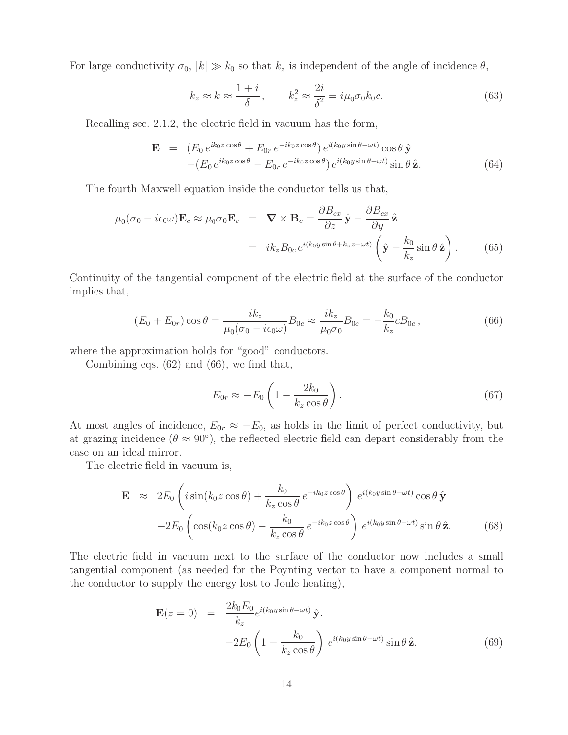For large conductivity $\sigma_0$, $|k| \gg k_0$ so that $k_z$ is independent of the angle of incidence $\theta$,

$$k_z \approx k \approx \frac{1+i}{\delta}, \qquad k_z^2 \approx \frac{2i}{\delta^2} = i\mu_0\sigma_0 k_0 c. \tag{63}$$

Recalling sec. 2.1.2, the electric field in vacuum has the form,

$$\begin{aligned}
\mathbf{E} &= (E_0\, e^{ik_0 z\cos\theta} + E_{0r}\, e^{-ik_0 z\cos\theta})\, e^{i(k_0 y\sin\theta - \omega t)} \cos\theta\, \hat{\mathbf{y}} \\
&\quad -(E_0\, e^{ik_0 z\cos\theta} - E_{0r}\, e^{-ik_0 z\cos\theta})\, e^{i(k_0 y\sin\theta - \omega t)} \sin\theta\, \hat{\mathbf{z}}.
\end{aligned} \tag{64}$$

The fourth Maxwell equation inside the conductor tells us that,

$$\begin{aligned}
\mu_0(\sigma_0 - i\epsilon_0\omega)\mathbf{E}_c \approx \mu_0\sigma_0\mathbf{E}_c &= \boldsymbol{\nabla}\times\mathbf{B}_c = \frac{\partial B_{cx}}{\partial z}\,\hat{\mathbf{y}} - \frac{\partial B_{cx}}{\partial y}\,\hat{\mathbf{z}} \\
&= ik_z B_{0c}\, e^{i(k_0 y\sin\theta + k_z z - \omega t)} \left(\hat{\mathbf{y}} - \frac{k_0}{k_z}\sin\theta\,\hat{\mathbf{z}}\right).
\end{aligned} \tag{65}$$

Continuity of the tangential component of the electric field at the surface of the conductor implies that,

$$(E_0 + E_{0r})\cos\theta = \frac{ik_z}{\mu_0(\sigma_0 - i\epsilon_0\omega)} B_{0c} \approx \frac{ik_z}{\mu_0\sigma_0} B_{0c} = -\frac{k_0}{k_z} c B_{0c}, \tag{66}$$

where the approximation holds for "good" conductors.

Combining eqs. (62) and (66), we find that,

$$E_{0r} \approx -E_0\left(1 - \frac{2k_0}{k_z\cos\theta}\right). \tag{67}$$

At most angles of incidence, $E_{0r} \approx -E_0$, as holds in the limit of perfect conductivity, but at grazing incidence ($\theta \approx 90^\circ$), the reflected electric field can depart considerably from the case on an ideal mirror.

The electric field in vacuum is,

$$\begin{aligned}
\mathbf{E} &\approx 2E_0\left(i\sin(k_0 z\cos\theta) + \frac{k_0}{k_z\cos\theta}\, e^{-ik_0 z\cos\theta}\right)\, e^{i(k_0 y\sin\theta - \omega t)} \cos\theta\,\hat{\mathbf{y}} \\
&\quad -2E_0\left(\cos(k_0 z\cos\theta) - \frac{k_0}{k_z\cos\theta}\, e^{-ik_0 z\cos\theta}\right)\, e^{i(k_0 y\sin\theta - \omega t)} \sin\theta\,\hat{\mathbf{z}}.
\end{aligned} \tag{68}$$

The electric field in vacuum next to the surface of the conductor now includes a small tangential component (as needed for the Poynting vector to have a component normal to the conductor to supply the energy lost to Joule heating),

$$\begin{aligned}
\mathbf{E}(z=0) &= \frac{2k_0 E_0}{k_z} e^{i(k_0 y\sin\theta - \omega t)}\,\hat{\mathbf{y}}. \\
&\quad -2E_0\left(1 - \frac{k_0}{k_z\cos\theta}\right)\, e^{i(k_0 y\sin\theta - \omega t)} \sin\theta\,\hat{\mathbf{z}}.
\end{aligned} \tag{69}$$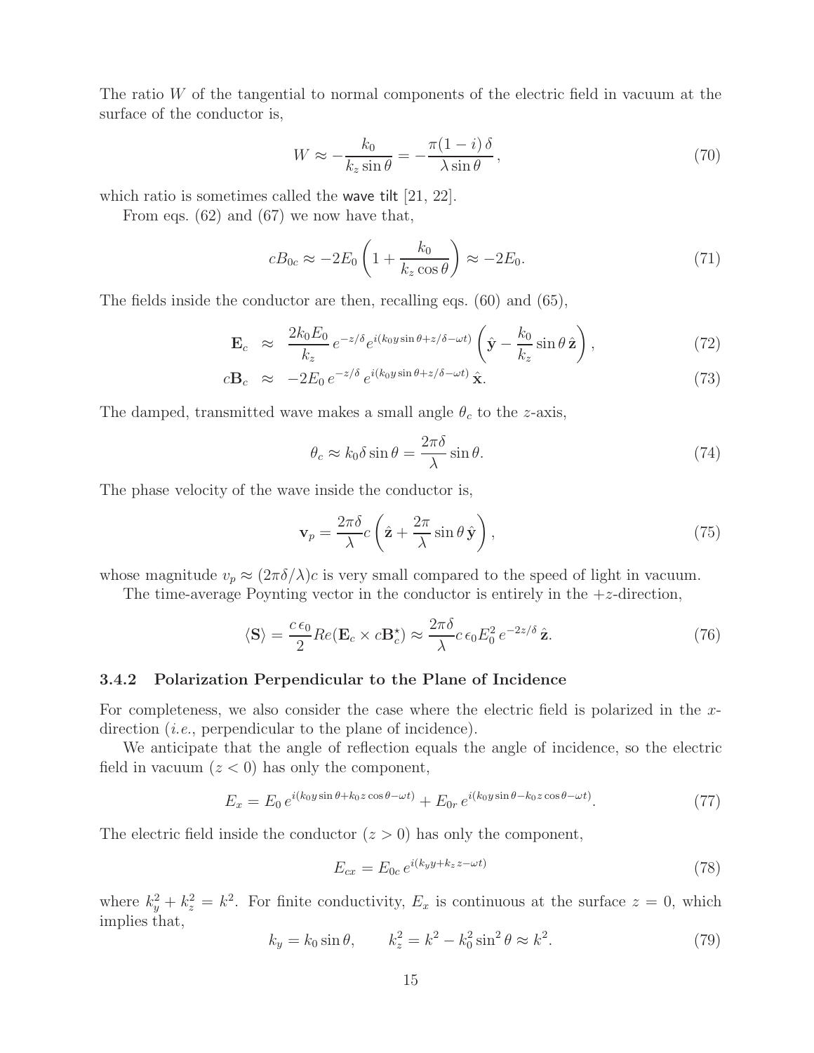The ratio $W$ of the tangential to normal components of the electric field in vacuum at the surface of the conductor is,

$$W \approx -\frac{k_0}{k_z \sin\theta} = -\frac{\pi(1-i)\,\delta}{\lambda \sin\theta}\,, \tag{70}$$

which ratio is sometimes called the wave tilt [21, 22].

From eqs. (62) and (67) we now have that,

$$cB_{0c} \approx -2E_0 \left(1 + \frac{k_0}{k_z \cos\theta}\right) \approx -2E_0. \tag{71}$$

The fields inside the conductor are then, recalling eqs. (60) and (65),

$$\mathbf{E}_c \approx \frac{2k_0 E_0}{k_z} e^{-z/\delta} e^{i(k_0 y \sin\theta + z/\delta - \omega t)} \left(\hat{\mathbf{y}} - \frac{k_0}{k_z} \sin\theta\, \hat{\mathbf{z}}\right), \tag{72}$$

$$c\mathbf{B}_c \approx -2E_0\, e^{-z/\delta}\, e^{i(k_0 y \sin\theta + z/\delta - \omega t)}\, \hat{\mathbf{x}}. \tag{73}$$

The damped, transmitted wave makes a small angle $\theta_c$ to the $z$-axis,

$$\theta_c \approx k_0 \delta \sin\theta = \frac{2\pi\delta}{\lambda} \sin\theta. \tag{74}$$

The phase velocity of the wave inside the conductor is,

$$\mathbf{v}_p = \frac{2\pi\delta}{\lambda} c \left(\hat{\mathbf{z}} + \frac{2\pi}{\lambda} \sin\theta\, \hat{\mathbf{y}}\right), \tag{75}$$

whose magnitude $v_p \approx (2\pi\delta/\lambda)c$ is very small compared to the speed of light in vacuum.

The time-average Poynting vector in the conductor is entirely in the $+z$-direction,

$$\langle \mathbf{S} \rangle = \frac{c\,\epsilon_0}{2} Re(\mathbf{E}_c \times c\mathbf{B}_c^\star) \approx \frac{2\pi\delta}{\lambda} c\,\epsilon_0 E_0^2\, e^{-2z/\delta}\, \hat{\mathbf{z}}. \tag{76}$$

### 3.4.2 Polarization Perpendicular to the Plane of Incidence

For completeness, we also consider the case where the electric field is polarized in the $x$-direction (*i.e.*, perpendicular to the plane of incidence).

We anticipate that the angle of reflection equals the angle of incidence, so the electric field in vacuum ($z < 0$) has only the component,

$$E_x = E_0\, e^{i(k_0 y \sin\theta + k_0 z \cos\theta - \omega t)} + E_{0r}\, e^{i(k_0 y \sin\theta - k_0 z \cos\theta - \omega t)}. \tag{77}$$

The electric field inside the conductor ($z > 0$) has only the component,

$$E_{cx} = E_{0c}\, e^{i(k_y y + k_z z - \omega t)} \tag{78}$$

where $k_y^2 + k_z^2 = k^2$. For finite conductivity, $E_x$ is continuous at the surface $z = 0$, which implies that,

$$k_y = k_0 \sin\theta, \qquad k_z^2 = k^2 - k_0^2 \sin^2\theta \approx k^2. \tag{79}$$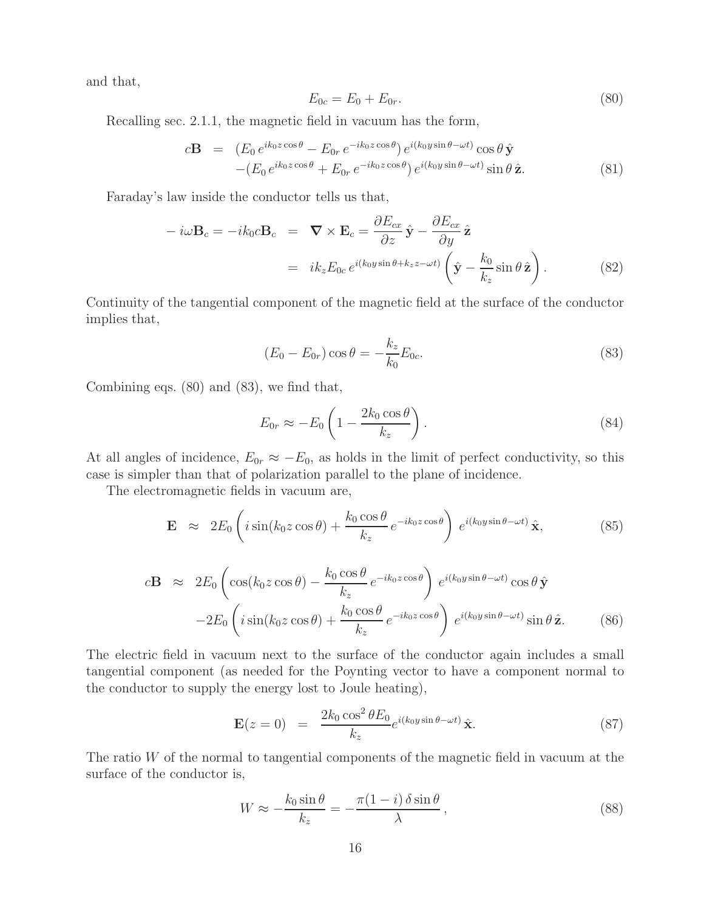and that,

$$
E_{0c} = E_0 + E_{0r}. \tag{80}
$$

Recalling sec. 2.1.1, the magnetic field in vacuum has the form,

$$
\begin{aligned}
c\mathbf{B} &= (E_0\, e^{ik_0 z\cos\theta} - E_{0r}\, e^{-ik_0 z\cos\theta})\, e^{i(k_0 y\sin\theta - \omega t)} \cos\theta\,\hat{\mathbf{y}} \\
&\quad -(E_0\, e^{ik_0 z\cos\theta} + E_{0r}\, e^{-ik_0 z\cos\theta})\, e^{i(k_0 y\sin\theta - \omega t)} \sin\theta\,\hat{\mathbf{z}}.
\end{aligned} \tag{81}
$$

Faraday's law inside the conductor tells us that,

$$
\begin{aligned}
-\,i\omega\mathbf{B}_c = -ik_0 c\mathbf{B}_c &= \boldsymbol{\nabla}\times\mathbf{E}_c = \frac{\partial E_{cx}}{\partial z}\,\hat{\mathbf{y}} - \frac{\partial E_{cx}}{\partial y}\,\hat{\mathbf{z}} \\
&= ik_z E_{0c}\, e^{i(k_0 y\sin\theta + k_z z - \omega t)} \left(\hat{\mathbf{y}} - \frac{k_0}{k_z}\sin\theta\,\hat{\mathbf{z}}\right).
\end{aligned} \tag{82}
$$

Continuity of the tangential component of the magnetic field at the surface of the conductor implies that,

$$
(E_0 - E_{0r})\cos\theta = -\frac{k_z}{k_0}E_{0c}. \tag{83}
$$

Combining eqs. (80) and (83), we find that,

$$
E_{0r} \approx -E_0\left(1 - \frac{2k_0\cos\theta}{k_z}\right). \tag{84}
$$

At all angles of incidence, $E_{0r} \approx -E_0$, as holds in the limit of perfect conductivity, so this case is simpler than that of polarization parallel to the plane of incidence.

The electromagnetic fields in vacuum are,

$$
\mathbf{E} \;\approx\; 2E_0\left(i\sin(k_0 z\cos\theta) + \frac{k_0\cos\theta}{k_z}\,e^{-ik_0 z\cos\theta}\right)\, e^{i(k_0 y\sin\theta - \omega t)}\,\hat{\mathbf{x}}, \tag{85}
$$

$$
\begin{aligned}
c\mathbf{B} \;&\approx\; 2E_0\left(\cos(k_0 z\cos\theta) - \frac{k_0\cos\theta}{k_z}\,e^{-ik_0 z\cos\theta}\right)\, e^{i(k_0 y\sin\theta - \omega t)}\cos\theta\,\hat{\mathbf{y}} \\
&\quad -2E_0\left(i\sin(k_0 z\cos\theta) + \frac{k_0\cos\theta}{k_z}\,e^{-ik_0 z\cos\theta}\right)\, e^{i(k_0 y\sin\theta - \omega t)}\sin\theta\,\hat{\mathbf{z}}.
\end{aligned} \tag{86}
$$

The electric field in vacuum next to the surface of the conductor again includes a small tangential component (as needed for the Poynting vector to have a component normal to the conductor to supply the energy lost to Joule heating),

$$
\mathbf{E}(z=0) \;=\; \frac{2k_0\cos^2\theta\, E_0}{k_z}e^{i(k_0 y\sin\theta - \omega t)}\,\hat{\mathbf{x}}. \tag{87}
$$

The ratio $W$ of the normal to tangential components of the magnetic field in vacuum at the surface of the conductor is,

$$
W \approx -\frac{k_0\sin\theta}{k_z} = -\frac{\pi(1-i)\,\delta\sin\theta}{\lambda}\,, \tag{88}
$$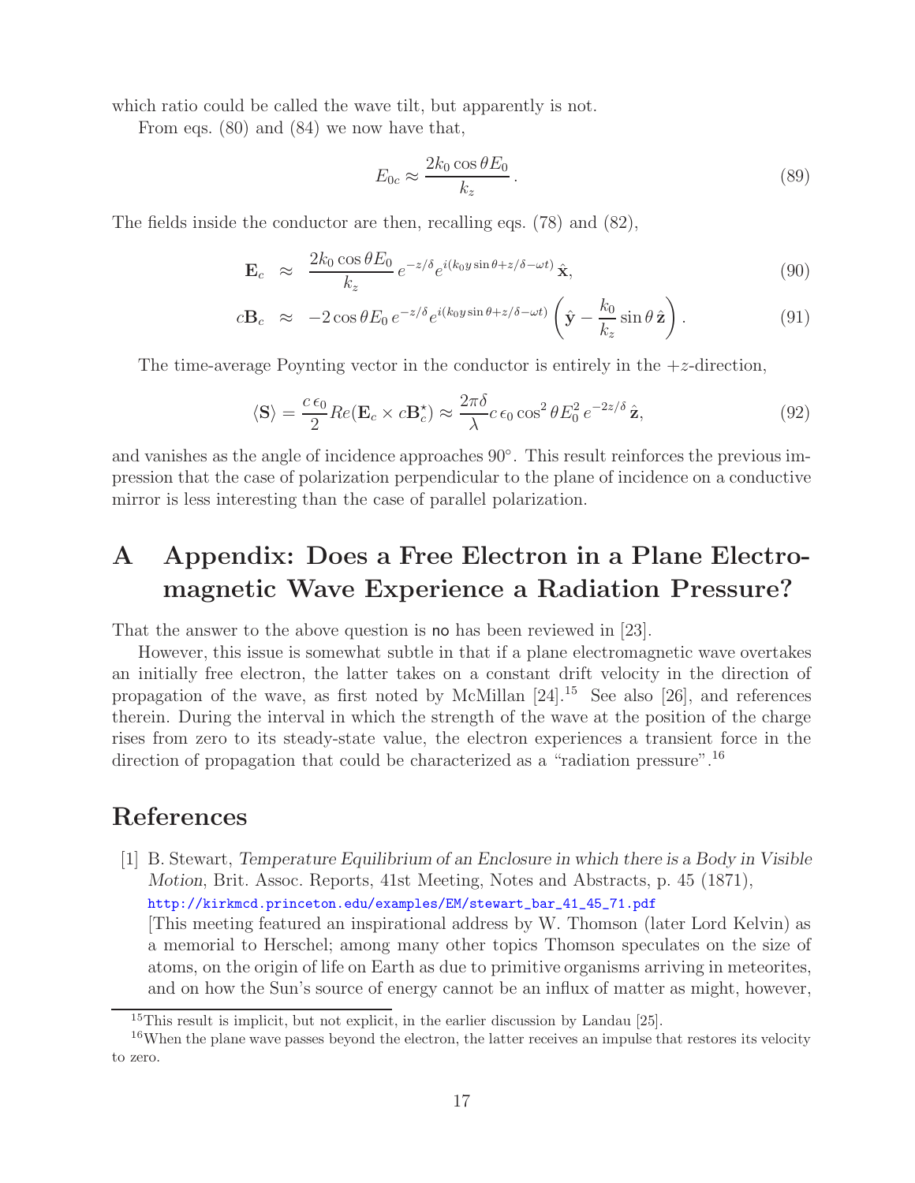which ratio could be called the wave tilt, but apparently is not.

From eqs. (80) and (84) we now have that,

$$E_{0c} \approx \frac{2k_0 \cos\theta E_0}{k_z}. \tag{89}$$

The fields inside the conductor are then, recalling eqs. (78) and (82),

$$\mathbf{E}_c \approx \frac{2k_0 \cos\theta E_0}{k_z} e^{-z/\delta} e^{i(k_0 y \sin\theta + z/\delta - \omega t)}\,\hat{\mathbf{x}}, \tag{90}$$

$$c\mathbf{B}_c \approx -2\cos\theta E_0\, e^{-z/\delta} e^{i(k_0 y \sin\theta + z/\delta - \omega t)} \left(\hat{\mathbf{y}} - \frac{k_0}{k_z}\sin\theta\,\hat{\mathbf{z}}\right). \tag{91}$$

The time-average Poynting vector in the conductor is entirely in the $+z$-direction,

$$\langle \mathbf{S} \rangle = \frac{c\,\epsilon_0}{2} Re(\mathbf{E}_c \times c\mathbf{B}_c^\star) \approx \frac{2\pi\delta}{\lambda} c\,\epsilon_0 \cos^2\theta E_0^2\, e^{-2z/\delta}\,\hat{\mathbf{z}}, \tag{92}$$

and vanishes as the angle of incidence approaches 90°. This result reinforces the previous impression that the case of polarization perpendicular to the plane of incidence on a conductive mirror is less interesting than the case of parallel polarization.

# A Appendix: Does a Free Electron in a Plane Electromagnetic Wave Experience a Radiation Pressure?

That the answer to the above question is no has been reviewed in [23].

However, this issue is somewhat subtle in that if a plane electromagnetic wave overtakes an initially free electron, the latter takes on a constant drift velocity in the direction of propagation of the wave, as first noted by McMillan [24].[15] See also [26], and references therein. During the interval in which the strength of the wave at the position of the charge rises from zero to its steady-state value, the electron experiences a transient force in the direction of propagation that could be characterized as a "radiation pressure".[16]

# References

[1] B. Stewart, *Temperature Equilibrium of an Enclosure in which there is a Body in Visible Motion*, Brit. Assoc. Reports, 41st Meeting, Notes and Abstracts, p. 45 (1871), http://kirkmcd.princeton.edu/examples/EM/stewart_bar_41_45_71.pdf
[This meeting featured an inspirational address by W. Thomson (later Lord Kelvin) as a memorial to Herschel; among many other topics Thomson speculates on the size of atoms, on the origin of life on Earth as due to primitive organisms arriving in meteorites, and on how the Sun's source of energy cannot be an influx of matter as might, however,

[15] This result is implicit, but not explicit, in the earlier discussion by Landau [25].

[16] When the plane wave passes beyond the electron, the latter receives an impulse that restores its velocity to zero.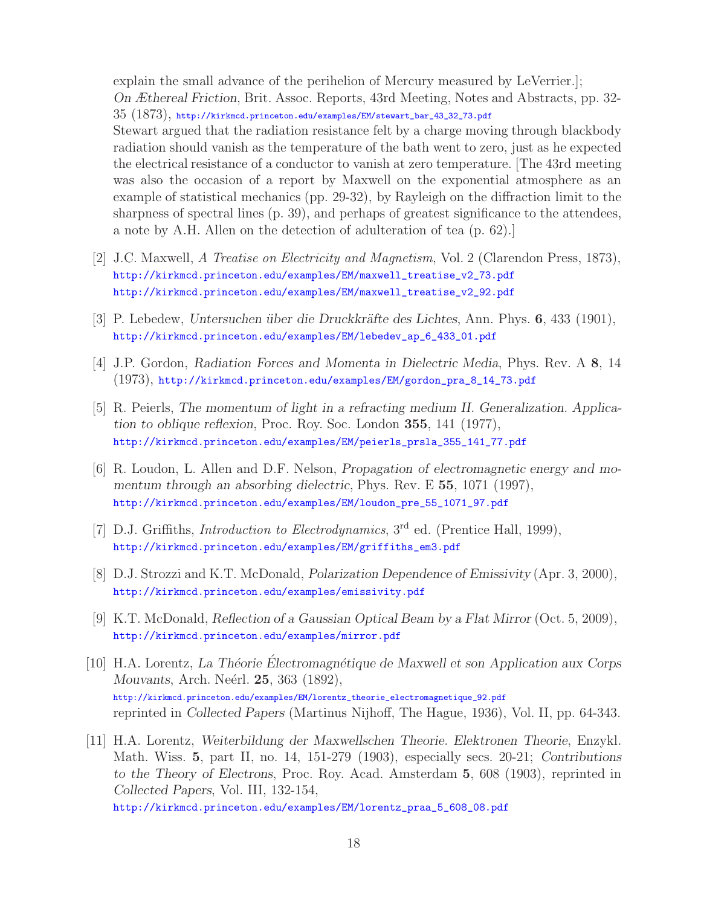explain the small advance of the perihelion of Mercury measured by LeVerrier.]; *On Æthereal Friction*, Brit. Assoc. Reports, 43rd Meeting, Notes and Abstracts, pp. 32-35 (1873), http://kirkmcd.princeton.edu/examples/EM/stewart_bar_43_32_73.pdf
Stewart argued that the radiation resistance felt by a charge moving through blackbody radiation should vanish as the temperature of the bath went to zero, just as he expected the electrical resistance of a conductor to vanish at zero temperature. [The 43rd meeting was also the occasion of a report by Maxwell on the exponential atmosphere as an example of statistical mechanics (pp. 29-32), by Rayleigh on the diffraction limit to the sharpness of spectral lines (p. 39), and perhaps of greatest significance to the attendees, a note by A.H. Allen on the detection of adulteration of tea (p. 62).]

[2] J.C. Maxwell, *A Treatise on Electricity and Magnetism*, Vol. 2 (Clarendon Press, 1873), http://kirkmcd.princeton.edu/examples/EM/maxwell_treatise_v2_73.pdf
http://kirkmcd.princeton.edu/examples/EM/maxwell_treatise_v2_92.pdf

[3] P. Lebedew, *Untersuchen über die Druckkräfte des Lichtes*, Ann. Phys. **6**, 433 (1901), http://kirkmcd.princeton.edu/examples/EM/lebedev_ap_6_433_01.pdf

[4] J.P. Gordon, *Radiation Forces and Momenta in Dielectric Media*, Phys. Rev. A **8**, 14 (1973), http://kirkmcd.princeton.edu/examples/EM/gordon_pra_8_14_73.pdf

[5] R. Peierls, *The momentum of light in a refracting medium II. Generalization. Application to oblique reflexion*, Proc. Roy. Soc. London **355**, 141 (1977), http://kirkmcd.princeton.edu/examples/EM/peierls_prsla_355_141_77.pdf

[6] R. Loudon, L. Allen and D.F. Nelson, *Propagation of electromagnetic energy and momentum through an absorbing dielectric*, Phys. Rev. E **55**, 1071 (1997), http://kirkmcd.princeton.edu/examples/EM/loudon_pre_55_1071_97.pdf

[7] D.J. Griffiths, *Introduction to Electrodynamics*, 3rd ed. (Prentice Hall, 1999), http://kirkmcd.princeton.edu/examples/EM/griffiths_em3.pdf

[8] D.J. Strozzi and K.T. McDonald, *Polarization Dependence of Emissivity* (Apr. 3, 2000), http://kirkmcd.princeton.edu/examples/emissivity.pdf

[9] K.T. McDonald, *Reflection of a Gaussian Optical Beam by a Flat Mirror* (Oct. 5, 2009), http://kirkmcd.princeton.edu/examples/mirror.pdf

[10] H.A. Lorentz, *La Théorie Électromagnétique de Maxwell et son Application aux Corps Mouvants*, Arch. Neérl. **25**, 363 (1892), http://kirkmcd.princeton.edu/examples/EM/lorentz_theorie_electromagnetique_92.pdf
reprinted in *Collected Papers* (Martinus Nijhoff, The Hague, 1936), Vol. II, pp. 64-343.

[11] H.A. Lorentz, *Weiterbildung der Maxwellschen Theorie. Elektronen Theorie*, Enzykl. Math. Wiss. **5**, part II, no. 14, 151-279 (1903), especially secs. 20-21; *Contributions to the Theory of Electrons*, Proc. Roy. Acad. Amsterdam **5**, 608 (1903), reprinted in *Collected Papers*, Vol. III, 132-154,
http://kirkmcd.princeton.edu/examples/EM/lorentz_praa_5_608_08.pdf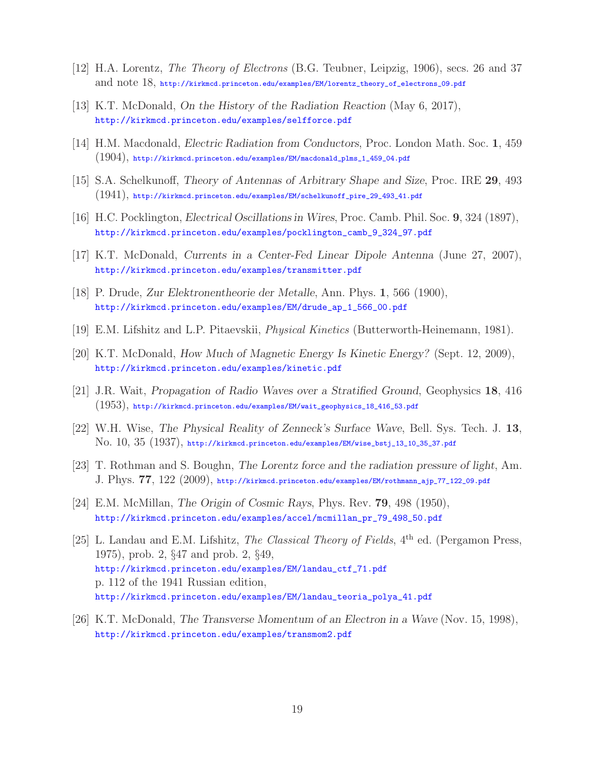[12] H.A. Lorentz, *The Theory of Electrons* (B.G. Teubner, Leipzig, 1906), secs. 26 and 37 and note 18, http://kirkmcd.princeton.edu/examples/EM/lorentz_theory_of_electrons_09.pdf

[13] K.T. McDonald, *On the History of the Radiation Reaction* (May 6, 2017), http://kirkmcd.princeton.edu/examples/selfforce.pdf

[14] H.M. Macdonald, *Electric Radiation from Conductors*, Proc. London Math. Soc. **1**, 459 (1904), http://kirkmcd.princeton.edu/examples/EM/macdonald_plms_1_459_04.pdf

[15] S.A. Schelkunoff, *Theory of Antennas of Arbitrary Shape and Size*, Proc. IRE **29**, 493 (1941), http://kirkmcd.princeton.edu/examples/EM/schelkunoff_pire_29_493_41.pdf

[16] H.C. Pocklington, *Electrical Oscillations in Wires*, Proc. Camb. Phil. Soc. **9**, 324 (1897), http://kirkmcd.princeton.edu/examples/pocklington_camb_9_324_97.pdf

[17] K.T. McDonald, *Currents in a Center-Fed Linear Dipole Antenna* (June 27, 2007), http://kirkmcd.princeton.edu/examples/transmitter.pdf

[18] P. Drude, *Zur Elektronentheorie der Metalle*, Ann. Phys. **1**, 566 (1900), http://kirkmcd.princeton.edu/examples/EM/drude_ap_1_566_00.pdf

[19] E.M. Lifshitz and L.P. Pitaevskii, *Physical Kinetics* (Butterworth-Heinemann, 1981).

[20] K.T. McDonald, *How Much of Magnetic Energy Is Kinetic Energy?* (Sept. 12, 2009), http://kirkmcd.princeton.edu/examples/kinetic.pdf

[21] J.R. Wait, *Propagation of Radio Waves over a Stratified Ground*, Geophysics **18**, 416 (1953), http://kirkmcd.princeton.edu/examples/EM/wait_geophysics_18_416_53.pdf

[22] W.H. Wise, *The Physical Reality of Zenneck's Surface Wave*, Bell. Sys. Tech. J. **13**, No. 10, 35 (1937), http://kirkmcd.princeton.edu/examples/EM/wise_bstj_13_10_35_37.pdf

[23] T. Rothman and S. Boughn, *The Lorentz force and the radiation pressure of light*, Am. J. Phys. **77**, 122 (2009), http://kirkmcd.princeton.edu/examples/EM/rothmann_ajp_77_122_09.pdf

[24] E.M. McMillan, *The Origin of Cosmic Rays*, Phys. Rev. **79**, 498 (1950), http://kirkmcd.princeton.edu/examples/accel/mcmillan_pr_79_498_50.pdf

[25] L. Landau and E.M. Lifshitz, *The Classical Theory of Fields*, 4th ed. (Pergamon Press, 1975), prob. 2, §47 and prob. 2, §49, http://kirkmcd.princeton.edu/examples/EM/landau_ctf_71.pdf
p. 112 of the 1941 Russian edition, http://kirkmcd.princeton.edu/examples/EM/landau_teoria_polya_41.pdf

[26] K.T. McDonald, *The Transverse Momentum of an Electron in a Wave* (Nov. 15, 1998), http://kirkmcd.princeton.edu/examples/transmom2.pdf